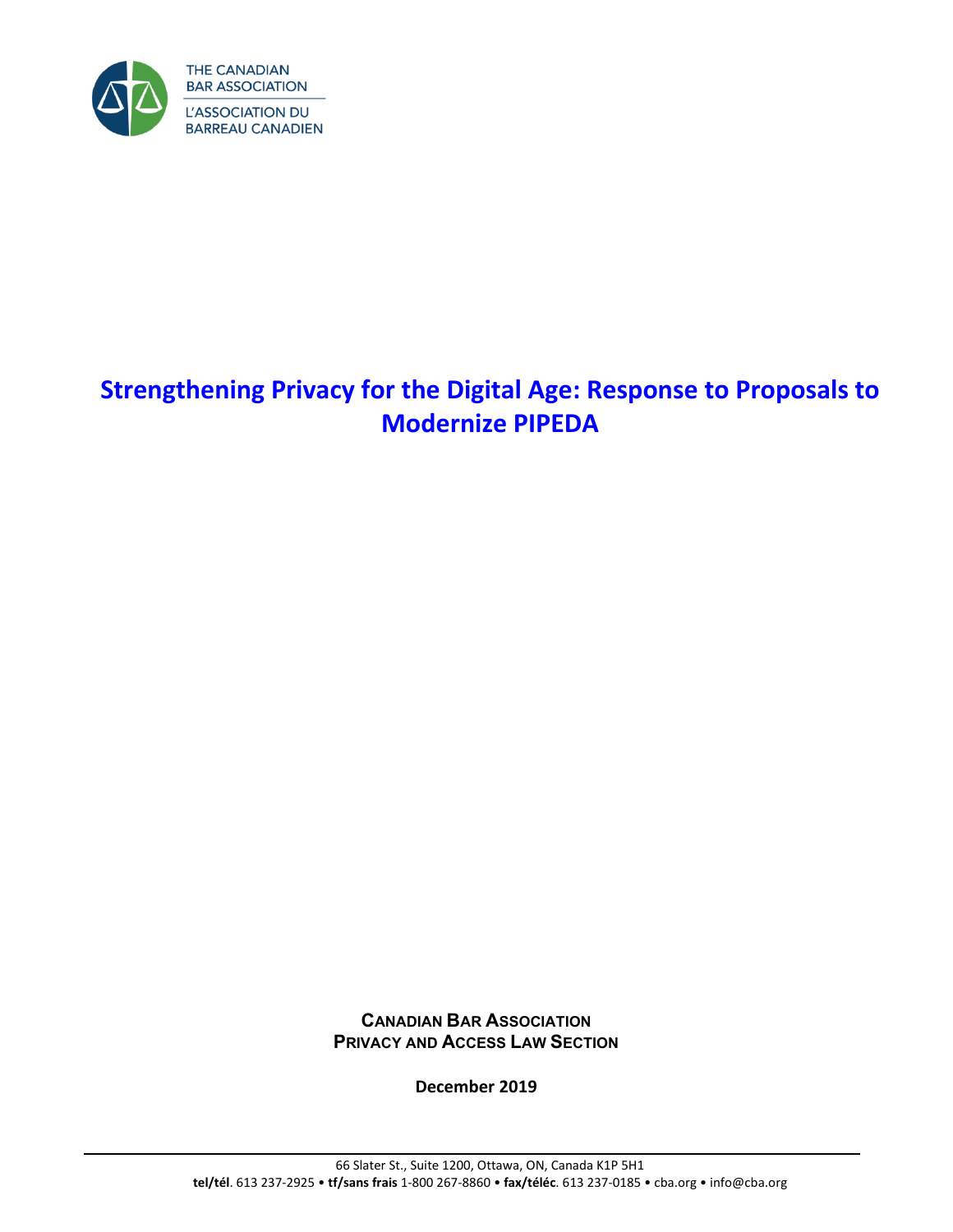THE CANADIAN BAR ASSOCIATION

L'ASSOCIATION DU BARREAU CANADIEN

# Strengthening Privacy for the Digital Age: Response to Proposals to Modernize PIPEDA

**CANADIAN BAR ASSOCIATION**
**PRIVACY AND ACCESS LAW SECTION**

**December 2019**

66 Slater St., Suite 1200, Ottawa, ON, Canada K1P 5H1
**tel/tél**. 613 237-2925 • **tf/sans frais** 1-800 267-8860 • **fax/téléc**. 613 237-0185 • cba.org • info@cba.org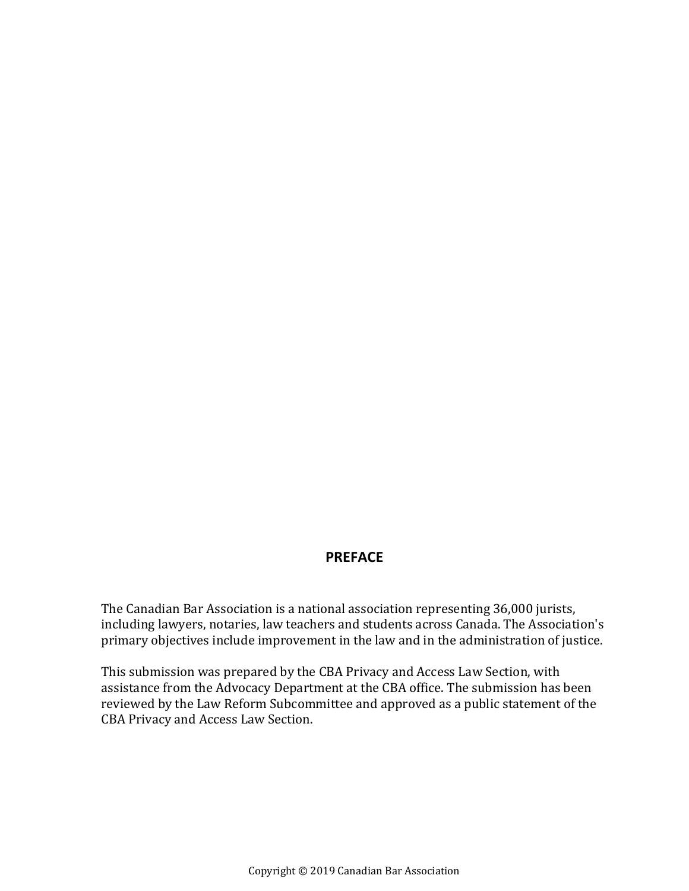## PREFACE

The Canadian Bar Association is a national association representing 36,000 jurists, including lawyers, notaries, law teachers and students across Canada. The Association's primary objectives include improvement in the law and in the administration of justice.

This submission was prepared by the CBA Privacy and Access Law Section, with assistance from the Advocacy Department at the CBA office. The submission has been reviewed by the Law Reform Subcommittee and approved as a public statement of the CBA Privacy and Access Law Section.

Copyright © 2019 Canadian Bar Association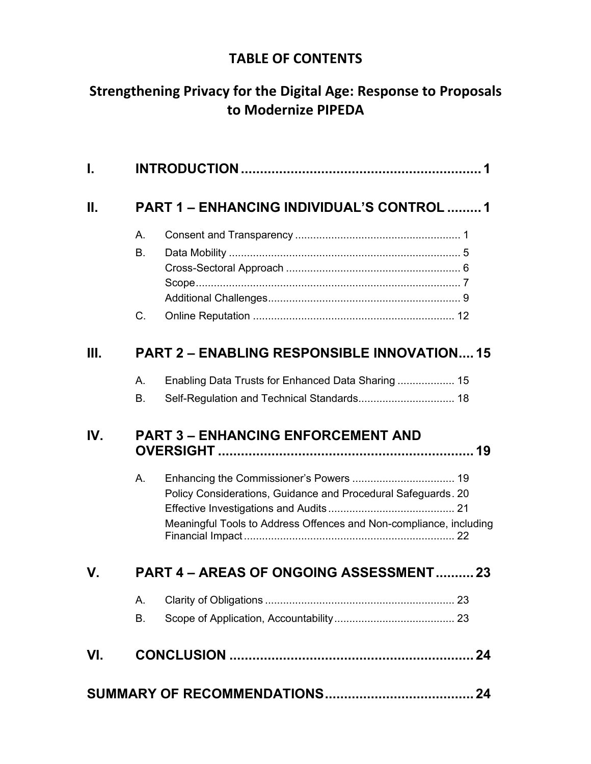# TABLE OF CONTENTS

## Strengthening Privacy for the Digital Age: Response to Proposals to Modernize PIPEDA

**I. INTRODUCTION ............................................................ 1**

**II. PART 1 – ENHANCING INDIVIDUAL'S CONTROL ......... 1**

- A. Consent and Transparency ....................................................... 1
- B. Data Mobility ............................................................................. 5
  - Cross-Sectoral Approach .......................................................... 6
  - Scope........................................................................................ 7
  - Additional Challenges................................................................ 9
- C. Online Reputation ................................................................... 12

**III. PART 2 – ENABLING RESPONSIBLE INNOVATION.... 15**

- A. Enabling Data Trusts for Enhanced Data Sharing ................... 15
- B. Self-Regulation and Technical Standards................................ 18

**IV. PART 3 – ENHANCING ENFORCEMENT AND OVERSIGHT .................................................................. 19**

- A. Enhancing the Commissioner's Powers .................................. 19
  - Policy Considerations, Guidance and Procedural Safeguards. 20
  - Effective Investigations and Audits .......................................... 21
  - Meaningful Tools to Address Offences and Non-compliance, including Financial Impact ..................................................................... 22

**V. PART 4 – AREAS OF ONGOING ASSESSMENT .......... 23**

- A. Clarity of Obligations ............................................................... 23
- B. Scope of Application, Accountability........................................ 23

**VI. CONCLUSION ................................................................ 24**

**SUMMARY OF RECOMMENDATIONS...................................... 24**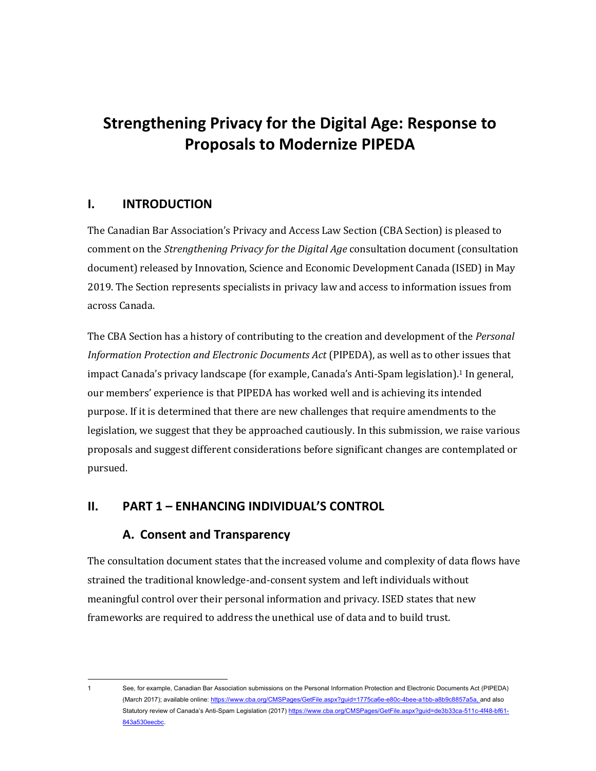# Strengthening Privacy for the Digital Age: Response to Proposals to Modernize PIPEDA

## I. INTRODUCTION

The Canadian Bar Association's Privacy and Access Law Section (CBA Section) is pleased to comment on the *Strengthening Privacy for the Digital Age* consultation document (consultation document) released by Innovation, Science and Economic Development Canada (ISED) in May 2019. The Section represents specialists in privacy law and access to information issues from across Canada.

The CBA Section has a history of contributing to the creation and development of the *Personal Information Protection and Electronic Documents Act* (PIPEDA), as well as to other issues that impact Canada's privacy landscape (for example, Canada's Anti-Spam legislation).[1] In general, our members' experience is that PIPEDA has worked well and is achieving its intended purpose. If it is determined that there are new challenges that require amendments to the legislation, we suggest that they be approached cautiously. In this submission, we raise various proposals and suggest different considerations before significant changes are contemplated or pursued.

## II. PART 1 – ENHANCING INDIVIDUAL'S CONTROL

### A. Consent and Transparency

The consultation document states that the increased volume and complexity of data flows have strained the traditional knowledge-and-consent system and left individuals without meaningful control over their personal information and privacy. ISED states that new frameworks are required to address the unethical use of data and to build trust.

---

1 See, for example, Canadian Bar Association submissions on the Personal Information Protection and Electronic Documents Act (PIPEDA) (March 2017); available online: https://www.cba.org/CMSPages/GetFile.aspx?guid=1775ca6e-e80c-4bee-a1bb-a8b9c8857a5a, and also Statutory review of Canada's Anti-Spam Legislation (2017) https://www.cba.org/CMSPages/GetFile.aspx?guid=de3b33ca-511c-4f48-bf61-843a530eecbc.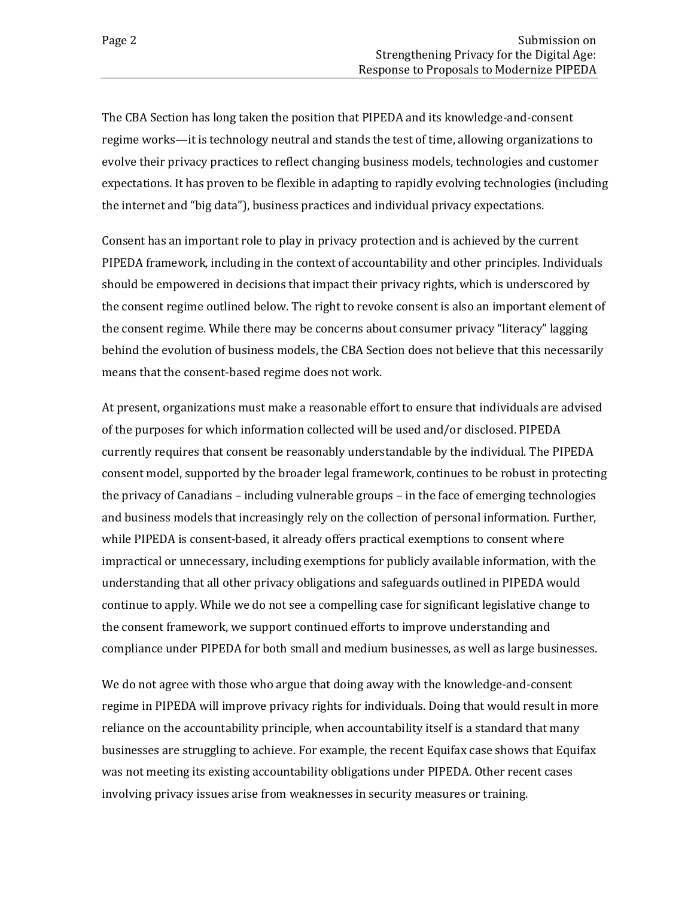The CBA Section has long taken the position that PIPEDA and its knowledge-and-consent regime works—it is technology neutral and stands the test of time, allowing organizations to evolve their privacy practices to reflect changing business models, technologies and customer expectations. It has proven to be flexible in adapting to rapidly evolving technologies (including the internet and "big data"), business practices and individual privacy expectations.

Consent has an important role to play in privacy protection and is achieved by the current PIPEDA framework, including in the context of accountability and other principles. Individuals should be empowered in decisions that impact their privacy rights, which is underscored by the consent regime outlined below. The right to revoke consent is also an important element of the consent regime. While there may be concerns about consumer privacy "literacy" lagging behind the evolution of business models, the CBA Section does not believe that this necessarily means that the consent-based regime does not work.

At present, organizations must make a reasonable effort to ensure that individuals are advised of the purposes for which information collected will be used and/or disclosed. PIPEDA currently requires that consent be reasonably understandable by the individual. The PIPEDA consent model, supported by the broader legal framework, continues to be robust in protecting the privacy of Canadians – including vulnerable groups – in the face of emerging technologies and business models that increasingly rely on the collection of personal information. Further, while PIPEDA is consent-based, it already offers practical exemptions to consent where impractical or unnecessary, including exemptions for publicly available information, with the understanding that all other privacy obligations and safeguards outlined in PIPEDA would continue to apply. While we do not see a compelling case for significant legislative change to the consent framework, we support continued efforts to improve understanding and compliance under PIPEDA for both small and medium businesses, as well as large businesses.

We do not agree with those who argue that doing away with the knowledge-and-consent regime in PIPEDA will improve privacy rights for individuals. Doing that would result in more reliance on the accountability principle, when accountability itself is a standard that many businesses are struggling to achieve. For example, the recent Equifax case shows that Equifax was not meeting its existing accountability obligations under PIPEDA. Other recent cases involving privacy issues arise from weaknesses in security measures or training.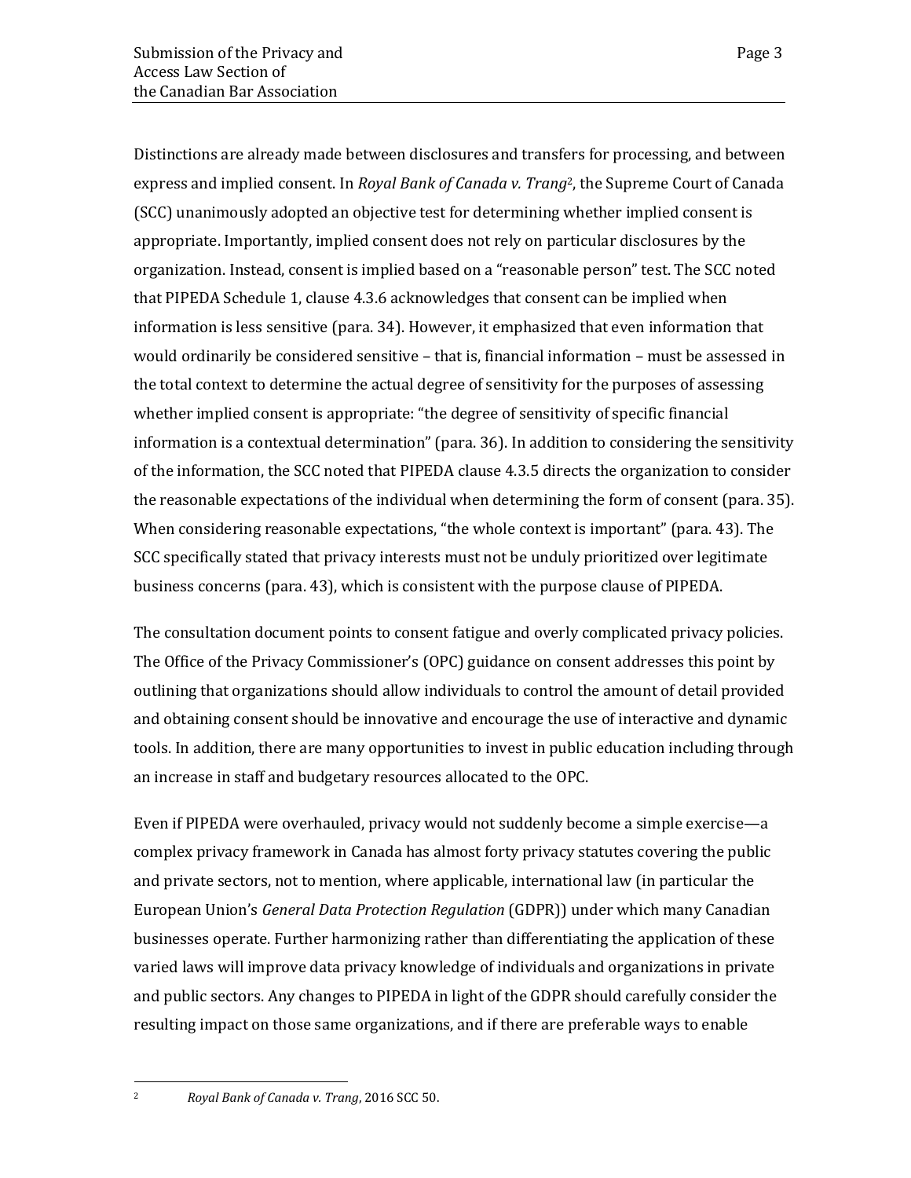Distinctions are already made between disclosures and transfers for processing, and between express and implied consent. In *Royal Bank of Canada v. Trang*[2], the Supreme Court of Canada (SCC) unanimously adopted an objective test for determining whether implied consent is appropriate. Importantly, implied consent does not rely on particular disclosures by the organization. Instead, consent is implied based on a "reasonable person" test. The SCC noted that PIPEDA Schedule 1, clause 4.3.6 acknowledges that consent can be implied when information is less sensitive (para. 34). However, it emphasized that even information that would ordinarily be considered sensitive – that is, financial information – must be assessed in the total context to determine the actual degree of sensitivity for the purposes of assessing whether implied consent is appropriate: "the degree of sensitivity of specific financial information is a contextual determination" (para. 36). In addition to considering the sensitivity of the information, the SCC noted that PIPEDA clause 4.3.5 directs the organization to consider the reasonable expectations of the individual when determining the form of consent (para. 35). When considering reasonable expectations, "the whole context is important" (para. 43). The SCC specifically stated that privacy interests must not be unduly prioritized over legitimate business concerns (para. 43), which is consistent with the purpose clause of PIPEDA.

The consultation document points to consent fatigue and overly complicated privacy policies. The Office of the Privacy Commissioner's (OPC) guidance on consent addresses this point by outlining that organizations should allow individuals to control the amount of detail provided and obtaining consent should be innovative and encourage the use of interactive and dynamic tools. In addition, there are many opportunities to invest in public education including through an increase in staff and budgetary resources allocated to the OPC.

Even if PIPEDA were overhauled, privacy would not suddenly become a simple exercise—a complex privacy framework in Canada has almost forty privacy statutes covering the public and private sectors, not to mention, where applicable, international law (in particular the European Union's *General Data Protection Regulation* (GDPR)) under which many Canadian businesses operate. Further harmonizing rather than differentiating the application of these varied laws will improve data privacy knowledge of individuals and organizations in private and public sectors. Any changes to PIPEDA in light of the GDPR should carefully consider the resulting impact on those same organizations, and if there are preferable ways to enable

---

[2] *Royal Bank of Canada v. Trang*, 2016 SCC 50.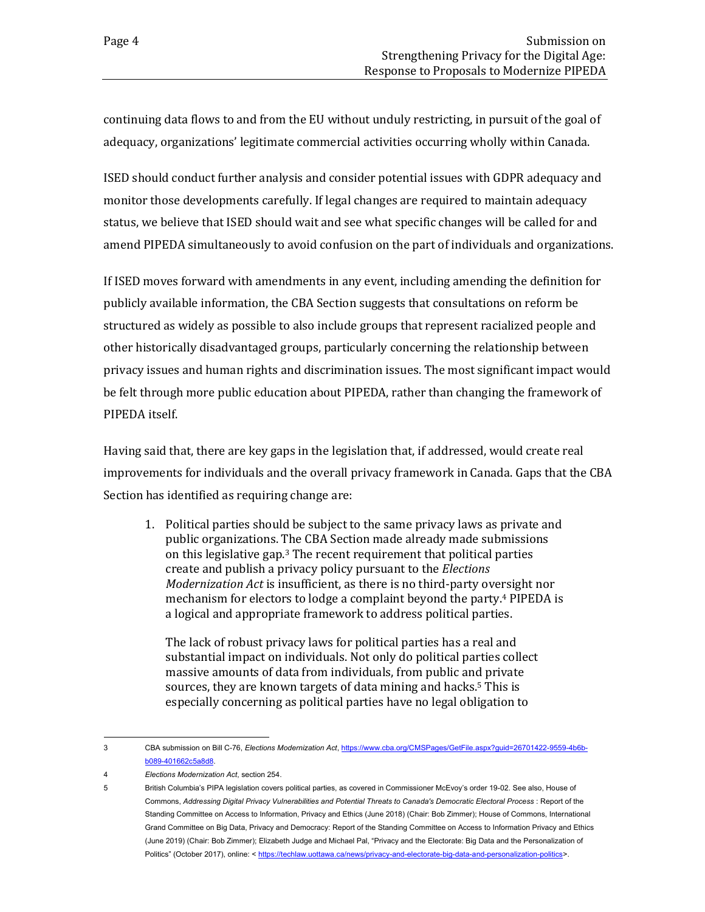continuing data flows to and from the EU without unduly restricting, in pursuit of the goal of adequacy, organizations' legitimate commercial activities occurring wholly within Canada.

ISED should conduct further analysis and consider potential issues with GDPR adequacy and monitor those developments carefully. If legal changes are required to maintain adequacy status, we believe that ISED should wait and see what specific changes will be called for and amend PIPEDA simultaneously to avoid confusion on the part of individuals and organizations.

If ISED moves forward with amendments in any event, including amending the definition for publicly available information, the CBA Section suggests that consultations on reform be structured as widely as possible to also include groups that represent racialized people and other historically disadvantaged groups, particularly concerning the relationship between privacy issues and human rights and discrimination issues. The most significant impact would be felt through more public education about PIPEDA, rather than changing the framework of PIPEDA itself.

Having said that, there are key gaps in the legislation that, if addressed, would create real improvements for individuals and the overall privacy framework in Canada. Gaps that the CBA Section has identified as requiring change are:

1. Political parties should be subject to the same privacy laws as private and public organizations. The CBA Section made already made submissions on this legislative gap.[3] The recent requirement that political parties create and publish a privacy policy pursuant to the *Elections Modernization Act* is insufficient, as there is no third-party oversight nor mechanism for electors to lodge a complaint beyond the party.[4] PIPEDA is a logical and appropriate framework to address political parties.

   The lack of robust privacy laws for political parties has a real and substantial impact on individuals. Not only do political parties collect massive amounts of data from individuals, from public and private sources, they are known targets of data mining and hacks.[5] This is especially concerning as political parties have no legal obligation to

---

[3] CBA submission on Bill C-76, *Elections Modernization Act*, https://www.cba.org/CMSPages/GetFile.aspx?guid=26701422-9559-4b6b-b089-401662c5a8d8.

[4] *Elections Modernization Act*, section 254.

[5] British Columbia's PIPA legislation covers political parties, as covered in Commissioner McEvoy's order 19-02. See also, House of Commons, *Addressing Digital Privacy Vulnerabilities and Potential Threats to Canada's Democratic Electoral Process* : Report of the Standing Committee on Access to Information, Privacy and Ethics (June 2018) (Chair: Bob Zimmer); House of Commons, International Grand Committee on Big Data, Privacy and Democracy: Report of the Standing Committee on Access to Information Privacy and Ethics (June 2019) (Chair: Bob Zimmer); Elizabeth Judge and Michael Pal, "Privacy and the Electorate: Big Data and the Personalization of Politics" (October 2017), online: < https://techlaw.uottawa.ca/news/privacy-and-electorate-big-data-and-personalization-politics>.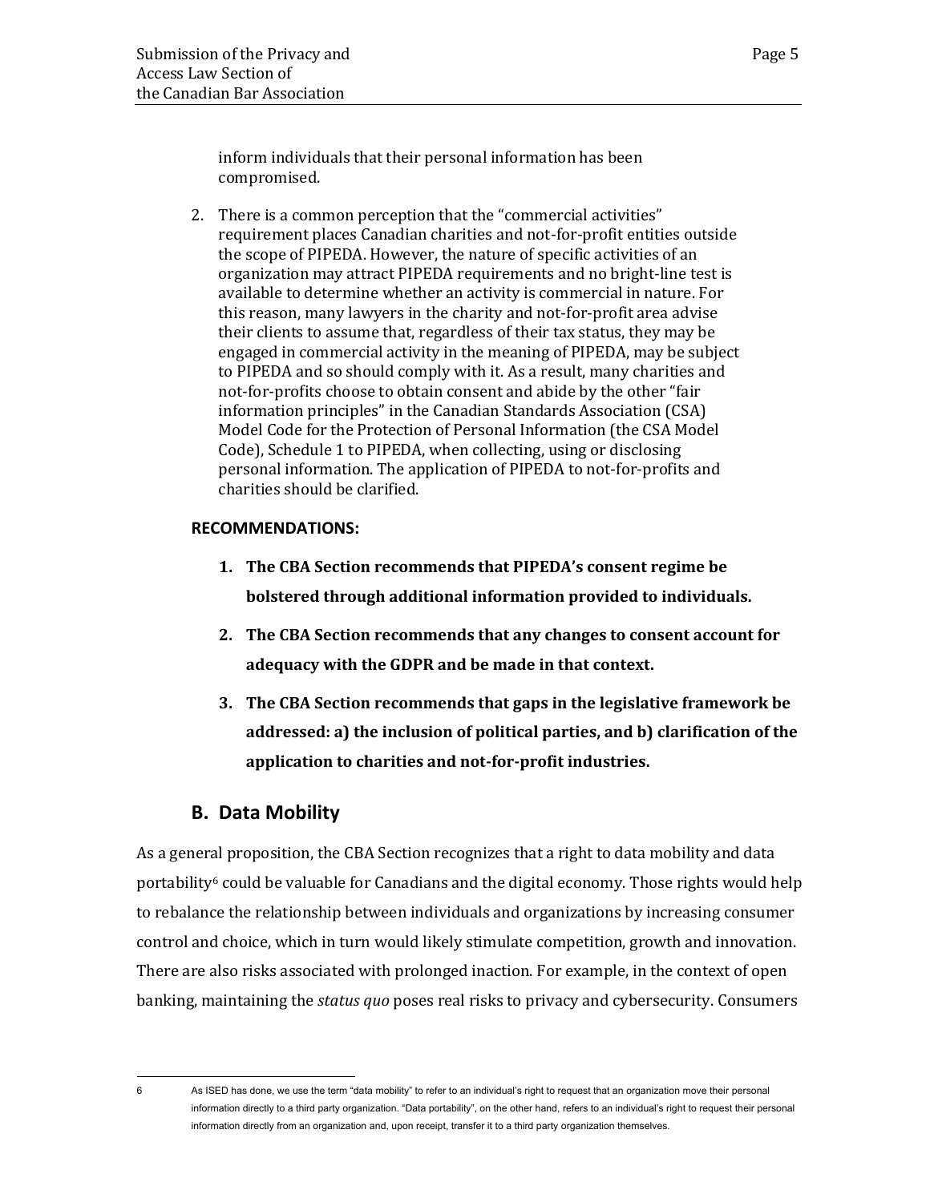inform individuals that their personal information has been compromised.

2. There is a common perception that the "commercial activities" requirement places Canadian charities and not-for-profit entities outside the scope of PIPEDA. However, the nature of specific activities of an organization may attract PIPEDA requirements and no bright-line test is available to determine whether an activity is commercial in nature. For this reason, many lawyers in the charity and not-for-profit area advise their clients to assume that, regardless of their tax status, they may be engaged in commercial activity in the meaning of PIPEDA, may be subject to PIPEDA and so should comply with it. As a result, many charities and not-for-profits choose to obtain consent and abide by the other "fair information principles" in the Canadian Standards Association (CSA) Model Code for the Protection of Personal Information (the CSA Model Code), Schedule 1 to PIPEDA, when collecting, using or disclosing personal information. The application of PIPEDA to not-for-profits and charities should be clarified.

**RECOMMENDATIONS:**

1. **The CBA Section recommends that PIPEDA's consent regime be bolstered through additional information provided to individuals.**
2. **The CBA Section recommends that any changes to consent account for adequacy with the GDPR and be made in that context.**
3. **The CBA Section recommends that gaps in the legislative framework be addressed: a) the inclusion of political parties, and b) clarification of the application to charities and not-for-profit industries.**

## B. Data Mobility

As a general proposition, the CBA Section recognizes that a right to data mobility and data portability[6] could be valuable for Canadians and the digital economy. Those rights would help to rebalance the relationship between individuals and organizations by increasing consumer control and choice, which in turn would likely stimulate competition, growth and innovation. There are also risks associated with prolonged inaction. For example, in the context of open banking, maintaining the *status quo* poses real risks to privacy and cybersecurity. Consumers

---

6 As ISED has done, we use the term "data mobility" to refer to an individual's right to request that an organization move their personal information directly to a third party organization. "Data portability", on the other hand, refers to an individual's right to request their personal information directly from an organization and, upon receipt, transfer it to a third party organization themselves.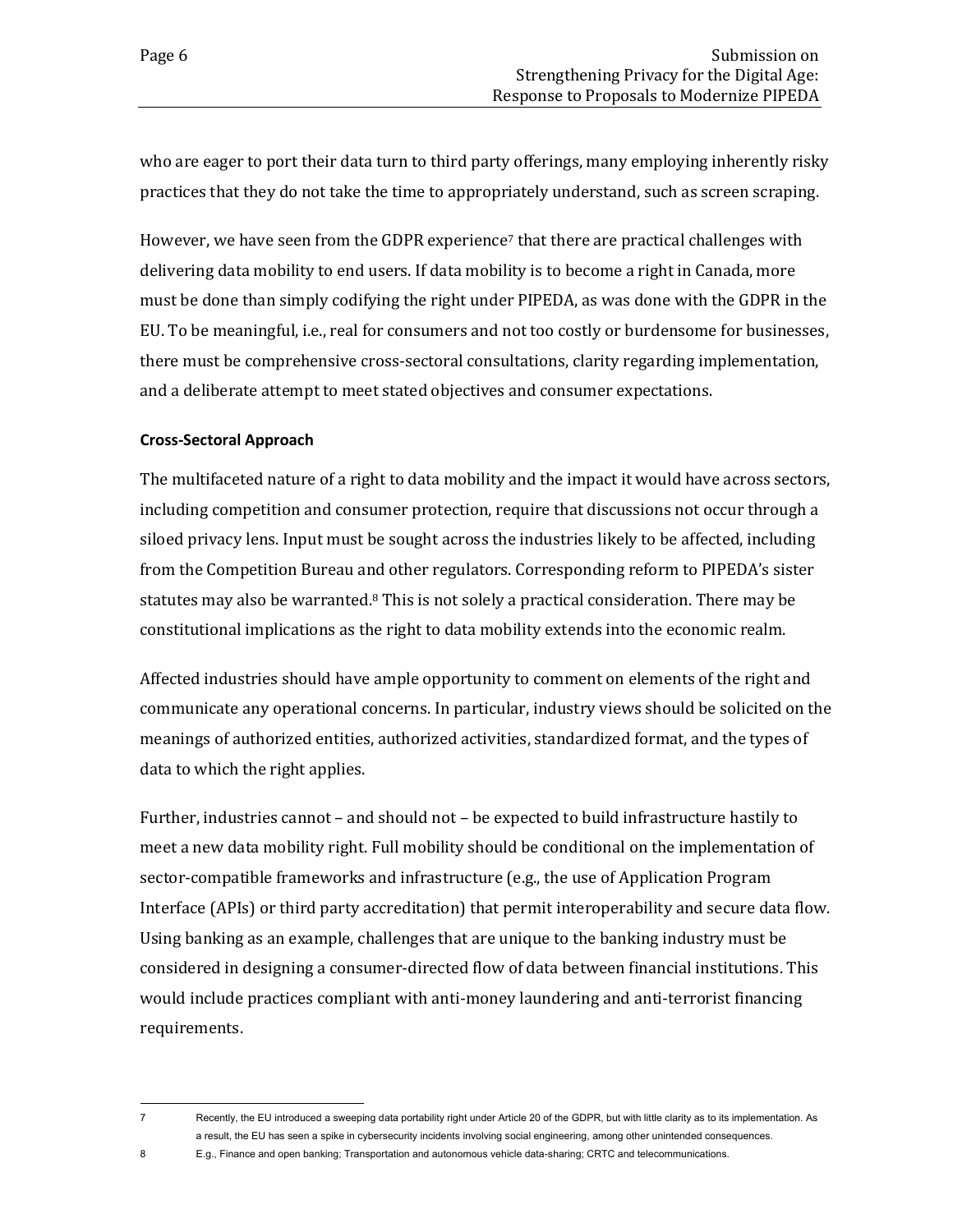who are eager to port their data turn to third party offerings, many employing inherently risky practices that they do not take the time to appropriately understand, such as screen scraping.

However, we have seen from the GDPR experience[7] that there are practical challenges with delivering data mobility to end users. If data mobility is to become a right in Canada, more must be done than simply codifying the right under PIPEDA, as was done with the GDPR in the EU. To be meaningful, i.e., real for consumers and not too costly or burdensome for businesses, there must be comprehensive cross-sectoral consultations, clarity regarding implementation, and a deliberate attempt to meet stated objectives and consumer expectations.

**Cross-Sectoral Approach**

The multifaceted nature of a right to data mobility and the impact it would have across sectors, including competition and consumer protection, require that discussions not occur through a siloed privacy lens. Input must be sought across the industries likely to be affected, including from the Competition Bureau and other regulators. Corresponding reform to PIPEDA's sister statutes may also be warranted.[8] This is not solely a practical consideration. There may be constitutional implications as the right to data mobility extends into the economic realm.

Affected industries should have ample opportunity to comment on elements of the right and communicate any operational concerns. In particular, industry views should be solicited on the meanings of authorized entities, authorized activities, standardized format, and the types of data to which the right applies.

Further, industries cannot – and should not – be expected to build infrastructure hastily to meet a new data mobility right. Full mobility should be conditional on the implementation of sector-compatible frameworks and infrastructure (e.g., the use of Application Program Interface (APIs) or third party accreditation) that permit interoperability and secure data flow. Using banking as an example, challenges that are unique to the banking industry must be considered in designing a consumer-directed flow of data between financial institutions. This would include practices compliant with anti-money laundering and anti-terrorist financing requirements.

---

[7] Recently, the EU introduced a sweeping data portability right under Article 20 of the GDPR, but with little clarity as to its implementation. As a result, the EU has seen a spike in cybersecurity incidents involving social engineering, among other unintended consequences.

[8] E.g., Finance and open banking; Transportation and autonomous vehicle data-sharing; CRTC and telecommunications.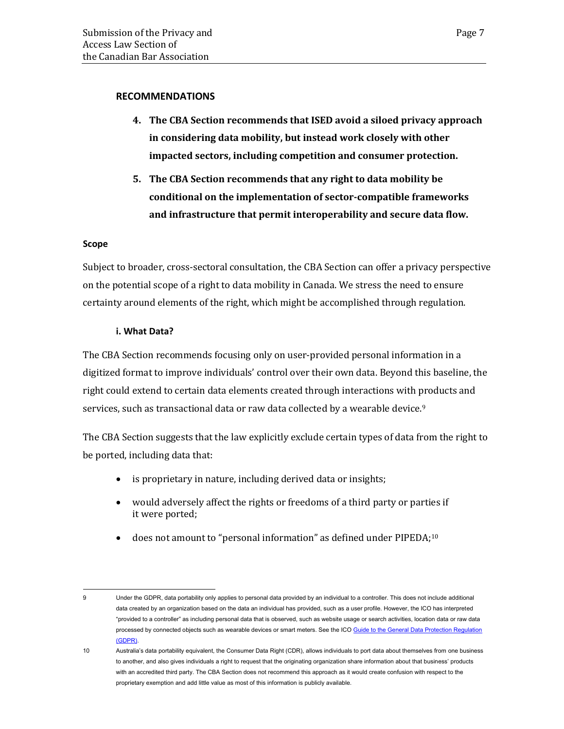## RECOMMENDATIONS

4. **The CBA Section recommends that ISED avoid a siloed privacy approach in considering data mobility, but instead work closely with other impacted sectors, including competition and consumer protection.**

5. **The CBA Section recommends that any right to data mobility be conditional on the implementation of sector-compatible frameworks and infrastructure that permit interoperability and secure data flow.**

### Scope

Subject to broader, cross-sectoral consultation, the CBA Section can offer a privacy perspective on the potential scope of a right to data mobility in Canada. We stress the need to ensure certainty around elements of the right, which might be accomplished through regulation.

#### i. What Data?

The CBA Section recommends focusing only on user-provided personal information in a digitized format to improve individuals' control over their own data. Beyond this baseline, the right could extend to certain data elements created through interactions with products and services, such as transactional data or raw data collected by a wearable device.[9]

The CBA Section suggests that the law explicitly exclude certain types of data from the right to be ported, including data that:

- is proprietary in nature, including derived data or insights;
- would adversely affect the rights or freedoms of a third party or parties if it were ported;
- does not amount to "personal information" as defined under PIPEDA;[10]

---

9 Under the GDPR, data portability only applies to personal data provided by an individual to a controller. This does not include additional data created by an organization based on the data an individual has provided, such as a user profile. However, the ICO has interpreted "provided to a controller" as including personal data that is observed, such as website usage or search activities, location data or raw data processed by connected objects such as wearable devices or smart meters. See the ICO [Guide to the General Data Protection Regulation (GDPR)](#).

10 Australia's data portability equivalent, the Consumer Data Right (CDR), allows individuals to port data about themselves from one business to another, and also gives individuals a right to request that the originating organization share information about that business' products with an accredited third party. The CBA Section does not recommend this approach as it would create confusion with respect to the proprietary exemption and add little value as most of this information is publicly available.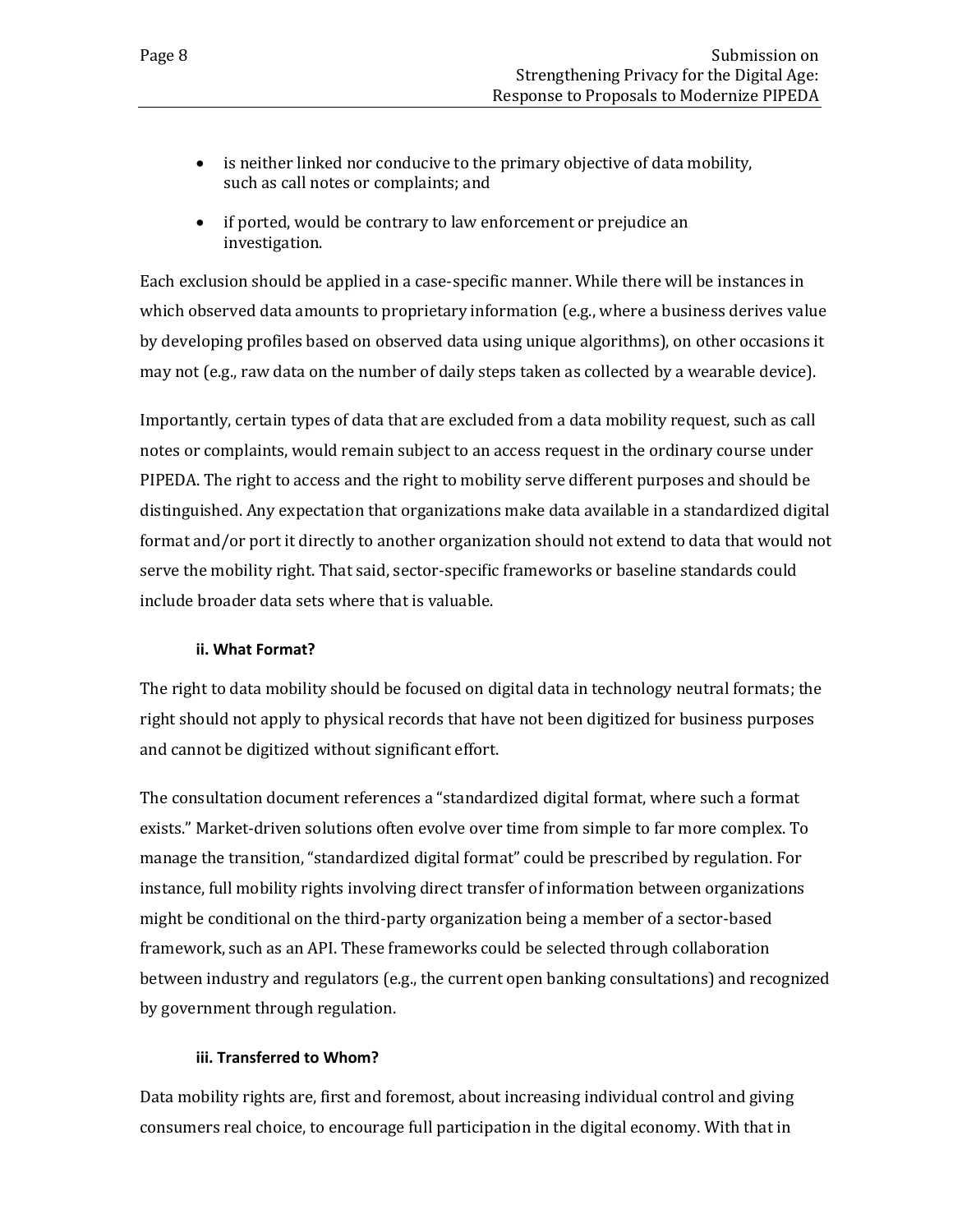- is neither linked nor conducive to the primary objective of data mobility, such as call notes or complaints; and
- if ported, would be contrary to law enforcement or prejudice an investigation.

Each exclusion should be applied in a case-specific manner. While there will be instances in which observed data amounts to proprietary information (e.g., where a business derives value by developing profiles based on observed data using unique algorithms), on other occasions it may not (e.g., raw data on the number of daily steps taken as collected by a wearable device).

Importantly, certain types of data that are excluded from a data mobility request, such as call notes or complaints, would remain subject to an access request in the ordinary course under PIPEDA. The right to access and the right to mobility serve different purposes and should be distinguished. Any expectation that organizations make data available in a standardized digital format and/or port it directly to another organization should not extend to data that would not serve the mobility right. That said, sector-specific frameworks or baseline standards could include broader data sets where that is valuable.

#### ii. What Format?

The right to data mobility should be focused on digital data in technology neutral formats; the right should not apply to physical records that have not been digitized for business purposes and cannot be digitized without significant effort.

The consultation document references a "standardized digital format, where such a format exists." Market-driven solutions often evolve over time from simple to far more complex. To manage the transition, "standardized digital format" could be prescribed by regulation. For instance, full mobility rights involving direct transfer of information between organizations might be conditional on the third-party organization being a member of a sector-based framework, such as an API. These frameworks could be selected through collaboration between industry and regulators (e.g., the current open banking consultations) and recognized by government through regulation.

#### iii. Transferred to Whom?

Data mobility rights are, first and foremost, about increasing individual control and giving consumers real choice, to encourage full participation in the digital economy. With that in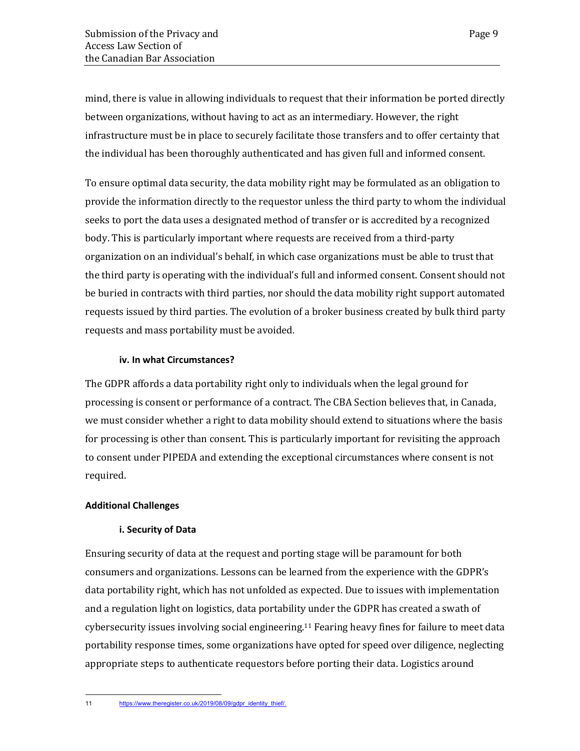mind, there is value in allowing individuals to request that their information be ported directly between organizations, without having to act as an intermediary. However, the right infrastructure must be in place to securely facilitate those transfers and to offer certainty that the individual has been thoroughly authenticated and has given full and informed consent.

To ensure optimal data security, the data mobility right may be formulated as an obligation to provide the information directly to the requestor unless the third party to whom the individual seeks to port the data uses a designated method of transfer or is accredited by a recognized body. This is particularly important where requests are received from a third-party organization on an individual's behalf, in which case organizations must be able to trust that the third party is operating with the individual's full and informed consent. Consent should not be buried in contracts with third parties, nor should the data mobility right support automated requests issued by third parties. The evolution of a broker business created by bulk third party requests and mass portability must be avoided.

#### iv. In what Circumstances?

The GDPR affords a data portability right only to individuals when the legal ground for processing is consent or performance of a contract. The CBA Section believes that, in Canada, we must consider whether a right to data mobility should extend to situations where the basis for processing is other than consent. This is particularly important for revisiting the approach to consent under PIPEDA and extending the exceptional circumstances where consent is not required.

### Additional Challenges

#### i. Security of Data

Ensuring security of data at the request and porting stage will be paramount for both consumers and organizations. Lessons can be learned from the experience with the GDPR's data portability right, which has not unfolded as expected. Due to issues with implementation and a regulation light on logistics, data portability under the GDPR has created a swath of cybersecurity issues involving social engineering.[11] Fearing heavy fines for failure to meet data portability response times, some organizations have opted for speed over diligence, neglecting appropriate steps to authenticate requestors before porting their data. Logistics around

---

11 https://www.theregister.co.uk/2019/08/09/gdpr_identity_thief/.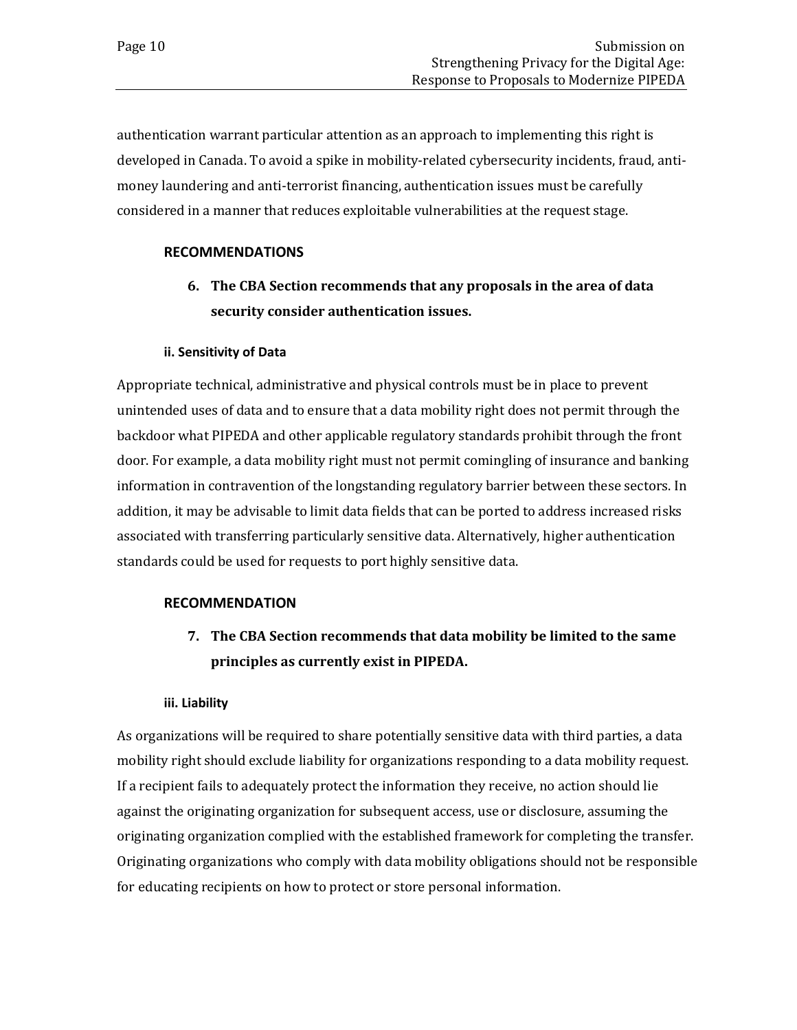authentication warrant particular attention as an approach to implementing this right is developed in Canada. To avoid a spike in mobility-related cybersecurity incidents, fraud, anti-money laundering and anti-terrorist financing, authentication issues must be carefully considered in a manner that reduces exploitable vulnerabilities at the request stage.

#### RECOMMENDATIONS

6. **The CBA Section recommends that any proposals in the area of data security consider authentication issues.**

#### ii. Sensitivity of Data

Appropriate technical, administrative and physical controls must be in place to prevent unintended uses of data and to ensure that a data mobility right does not permit through the backdoor what PIPEDA and other applicable regulatory standards prohibit through the front door. For example, a data mobility right must not permit comingling of insurance and banking information in contravention of the longstanding regulatory barrier between these sectors. In addition, it may be advisable to limit data fields that can be ported to address increased risks associated with transferring particularly sensitive data. Alternatively, higher authentication standards could be used for requests to port highly sensitive data.

#### RECOMMENDATION

7. **The CBA Section recommends that data mobility be limited to the same principles as currently exist in PIPEDA.**

#### iii. Liability

As organizations will be required to share potentially sensitive data with third parties, a data mobility right should exclude liability for organizations responding to a data mobility request. If a recipient fails to adequately protect the information they receive, no action should lie against the originating organization for subsequent access, use or disclosure, assuming the originating organization complied with the established framework for completing the transfer. Originating organizations who comply with data mobility obligations should not be responsible for educating recipients on how to protect or store personal information.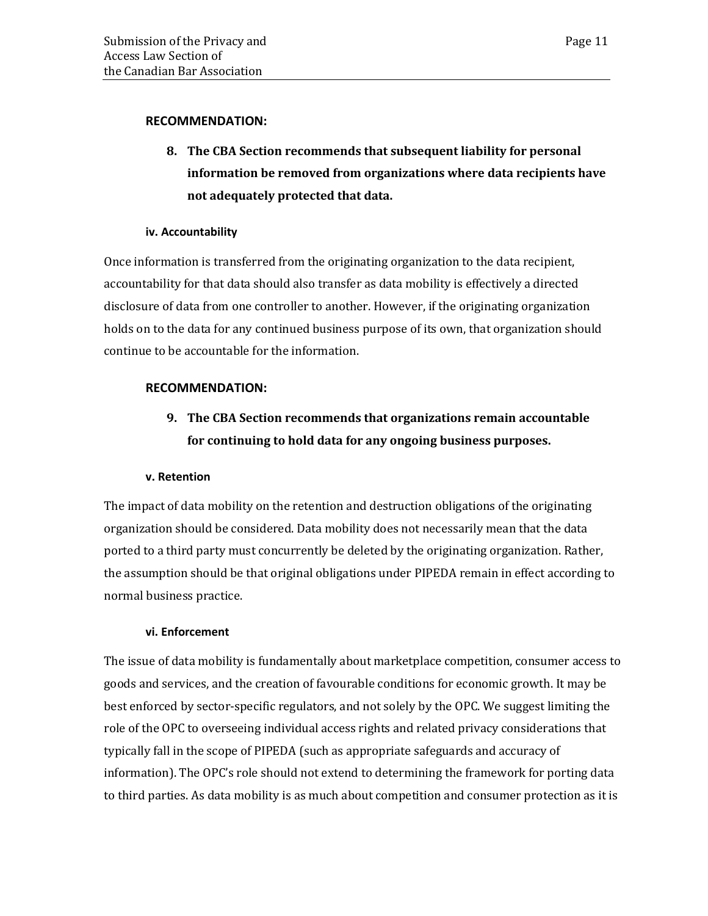**RECOMMENDATION:**

8. **The CBA Section recommends that subsequent liability for personal information be removed from organizations where data recipients have not adequately protected that data.**

#### iv. Accountability

Once information is transferred from the originating organization to the data recipient, accountability for that data should also transfer as data mobility is effectively a directed disclosure of data from one controller to another. However, if the originating organization holds on to the data for any continued business purpose of its own, that organization should continue to be accountable for the information.

**RECOMMENDATION:**

9. **The CBA Section recommends that organizations remain accountable for continuing to hold data for any ongoing business purposes.**

#### v. Retention

The impact of data mobility on the retention and destruction obligations of the originating organization should be considered. Data mobility does not necessarily mean that the data ported to a third party must concurrently be deleted by the originating organization. Rather, the assumption should be that original obligations under PIPEDA remain in effect according to normal business practice.

#### vi. Enforcement

The issue of data mobility is fundamentally about marketplace competition, consumer access to goods and services, and the creation of favourable conditions for economic growth. It may be best enforced by sector-specific regulators, and not solely by the OPC. We suggest limiting the role of the OPC to overseeing individual access rights and related privacy considerations that typically fall in the scope of PIPEDA (such as appropriate safeguards and accuracy of information). The OPC's role should not extend to determining the framework for porting data to third parties. As data mobility is as much about competition and consumer protection as it is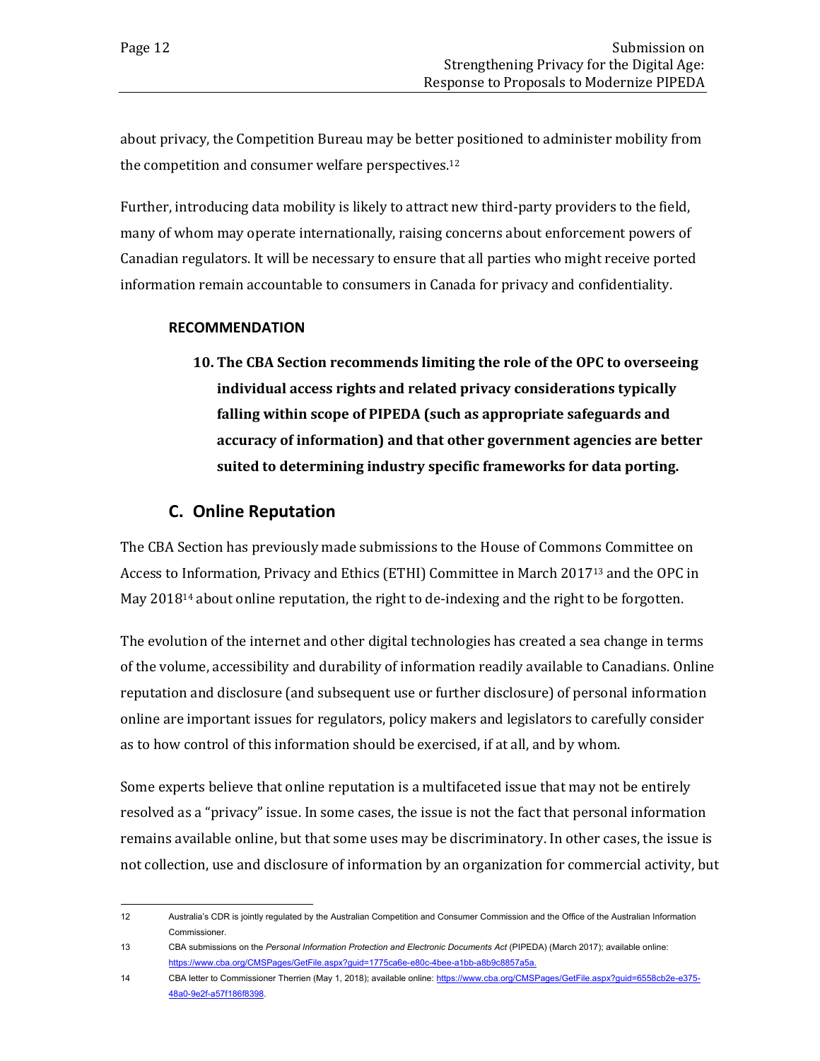about privacy, the Competition Bureau may be better positioned to administer mobility from the competition and consumer welfare perspectives.[12]

Further, introducing data mobility is likely to attract new third-party providers to the field, many of whom may operate internationally, raising concerns about enforcement powers of Canadian regulators. It will be necessary to ensure that all parties who might receive ported information remain accountable to consumers in Canada for privacy and confidentiality.

**RECOMMENDATION**

**10. The CBA Section recommends limiting the role of the OPC to overseeing individual access rights and related privacy considerations typically falling within scope of PIPEDA (such as appropriate safeguards and accuracy of information) and that other government agencies are better suited to determining industry specific frameworks for data porting.**

## C. Online Reputation

The CBA Section has previously made submissions to the House of Commons Committee on Access to Information, Privacy and Ethics (ETHI) Committee in March 2017[13] and the OPC in May 2018[14] about online reputation, the right to de-indexing and the right to be forgotten.

The evolution of the internet and other digital technologies has created a sea change in terms of the volume, accessibility and durability of information readily available to Canadians. Online reputation and disclosure (and subsequent use or further disclosure) of personal information online are important issues for regulators, policy makers and legislators to carefully consider as to how control of this information should be exercised, if at all, and by whom.

Some experts believe that online reputation is a multifaceted issue that may not be entirely resolved as a "privacy" issue. In some cases, the issue is not the fact that personal information remains available online, but that some uses may be discriminatory. In other cases, the issue is not collection, use and disclosure of information by an organization for commercial activity, but

---

12 Australia's CDR is jointly regulated by the Australian Competition and Consumer Commission and the Office of the Australian Information Commissioner.

13 CBA submissions on the *Personal Information Protection and Electronic Documents Act* (PIPEDA) (March 2017); available online: https://www.cba.org/CMSPages/GetFile.aspx?guid=1775ca6e-e80c-4bee-a1bb-a8b9c8857a5a.

14 CBA letter to Commissioner Therrien (May 1, 2018); available online: https://www.cba.org/CMSPages/GetFile.aspx?guid=6558cb2e-e375-48a0-9e2f-a57f186f8398.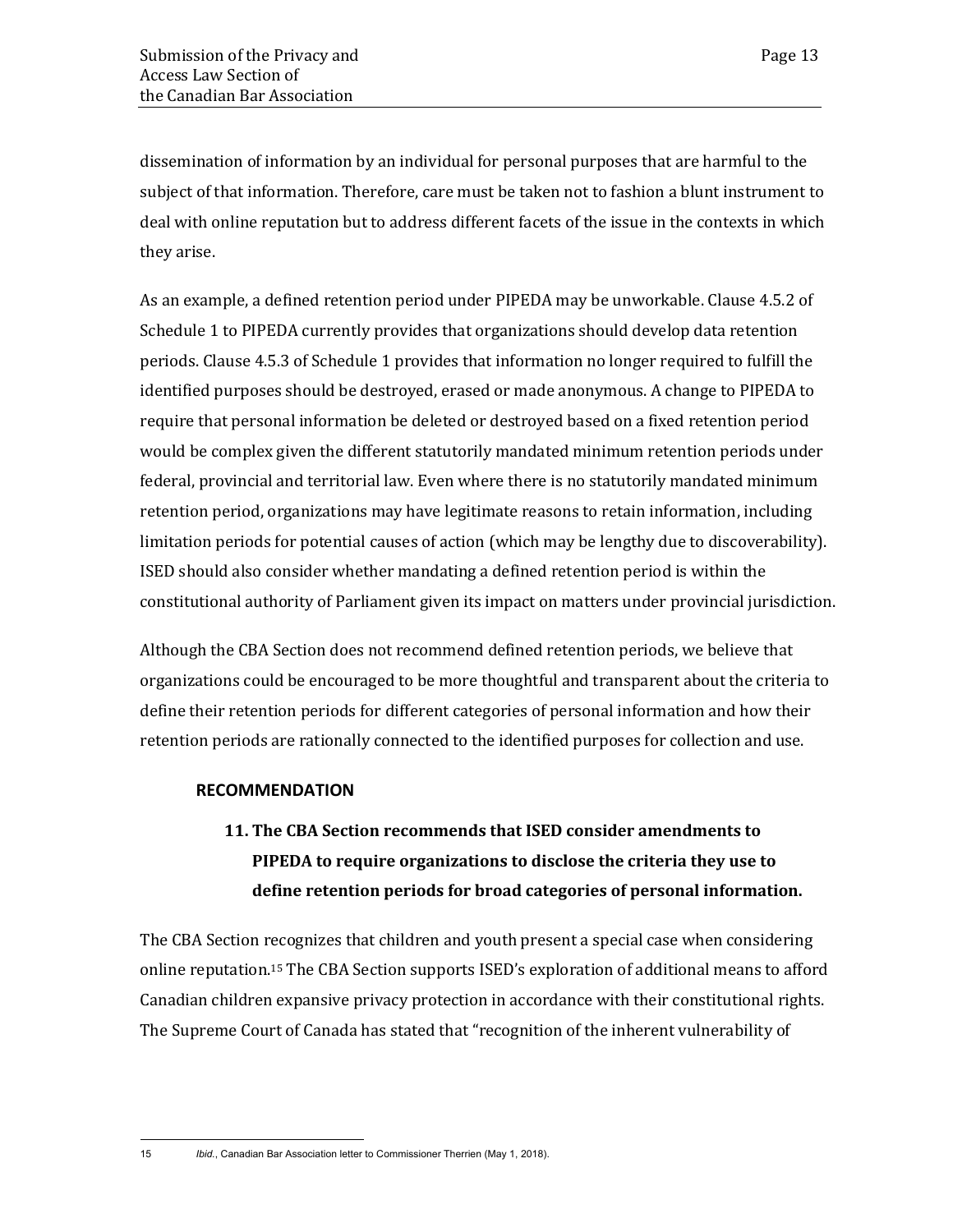dissemination of information by an individual for personal purposes that are harmful to the subject of that information. Therefore, care must be taken not to fashion a blunt instrument to deal with online reputation but to address different facets of the issue in the contexts in which they arise.

As an example, a defined retention period under PIPEDA may be unworkable. Clause 4.5.2 of Schedule 1 to PIPEDA currently provides that organizations should develop data retention periods. Clause 4.5.3 of Schedule 1 provides that information no longer required to fulfill the identified purposes should be destroyed, erased or made anonymous. A change to PIPEDA to require that personal information be deleted or destroyed based on a fixed retention period would be complex given the different statutorily mandated minimum retention periods under federal, provincial and territorial law. Even where there is no statutorily mandated minimum retention period, organizations may have legitimate reasons to retain information, including limitation periods for potential causes of action (which may be lengthy due to discoverability). ISED should also consider whether mandating a defined retention period is within the constitutional authority of Parliament given its impact on matters under provincial jurisdiction.

Although the CBA Section does not recommend defined retention periods, we believe that organizations could be encouraged to be more thoughtful and transparent about the criteria to define their retention periods for different categories of personal information and how their retention periods are rationally connected to the identified purposes for collection and use.

### RECOMMENDATION

**11. The CBA Section recommends that ISED consider amendments to PIPEDA to require organizations to disclose the criteria they use to define retention periods for broad categories of personal information.**

The CBA Section recognizes that children and youth present a special case when considering online reputation.[15] The CBA Section supports ISED's exploration of additional means to afford Canadian children expansive privacy protection in accordance with their constitutional rights. The Supreme Court of Canada has stated that "recognition of the inherent vulnerability of

---

15 *Ibid.*, Canadian Bar Association letter to Commissioner Therrien (May 1, 2018).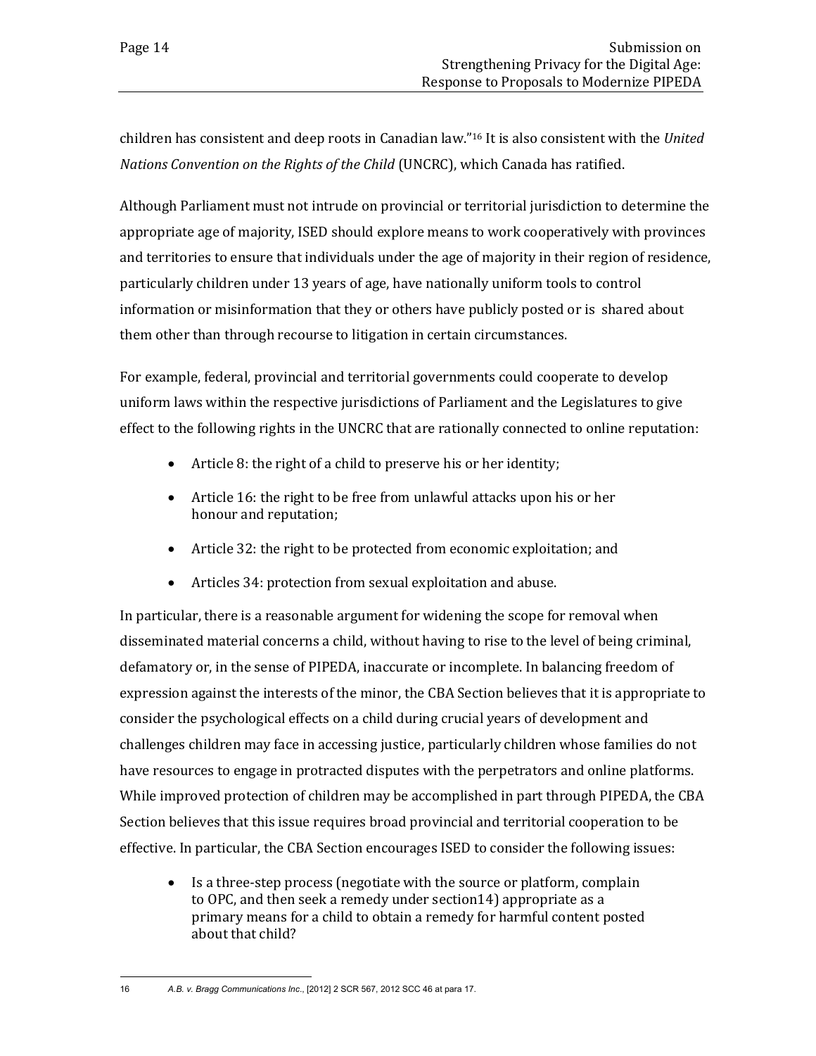children has consistent and deep roots in Canadian law."[16] It is also consistent with the *United Nations Convention on the Rights of the Child* (UNCRC), which Canada has ratified.

Although Parliament must not intrude on provincial or territorial jurisdiction to determine the appropriate age of majority, ISED should explore means to work cooperatively with provinces and territories to ensure that individuals under the age of majority in their region of residence, particularly children under 13 years of age, have nationally uniform tools to control information or misinformation that they or others have publicly posted or is shared about them other than through recourse to litigation in certain circumstances.

For example, federal, provincial and territorial governments could cooperate to develop uniform laws within the respective jurisdictions of Parliament and the Legislatures to give effect to the following rights in the UNCRC that are rationally connected to online reputation:

- Article 8: the right of a child to preserve his or her identity;
- Article 16: the right to be free from unlawful attacks upon his or her honour and reputation;
- Article 32: the right to be protected from economic exploitation; and
- Articles 34: protection from sexual exploitation and abuse.

In particular, there is a reasonable argument for widening the scope for removal when disseminated material concerns a child, without having to rise to the level of being criminal, defamatory or, in the sense of PIPEDA, inaccurate or incomplete. In balancing freedom of expression against the interests of the minor, the CBA Section believes that it is appropriate to consider the psychological effects on a child during crucial years of development and challenges children may face in accessing justice, particularly children whose families do not have resources to engage in protracted disputes with the perpetrators and online platforms. While improved protection of children may be accomplished in part through PIPEDA, the CBA Section believes that this issue requires broad provincial and territorial cooperation to be effective. In particular, the CBA Section encourages ISED to consider the following issues:

- Is a three-step process (negotiate with the source or platform, complain to OPC, and then seek a remedy under section14) appropriate as a primary means for a child to obtain a remedy for harmful content posted about that child?

---

[16] *A.B. v. Bragg Communications Inc.*, [2012] 2 SCR 567, 2012 SCC 46 at para 17.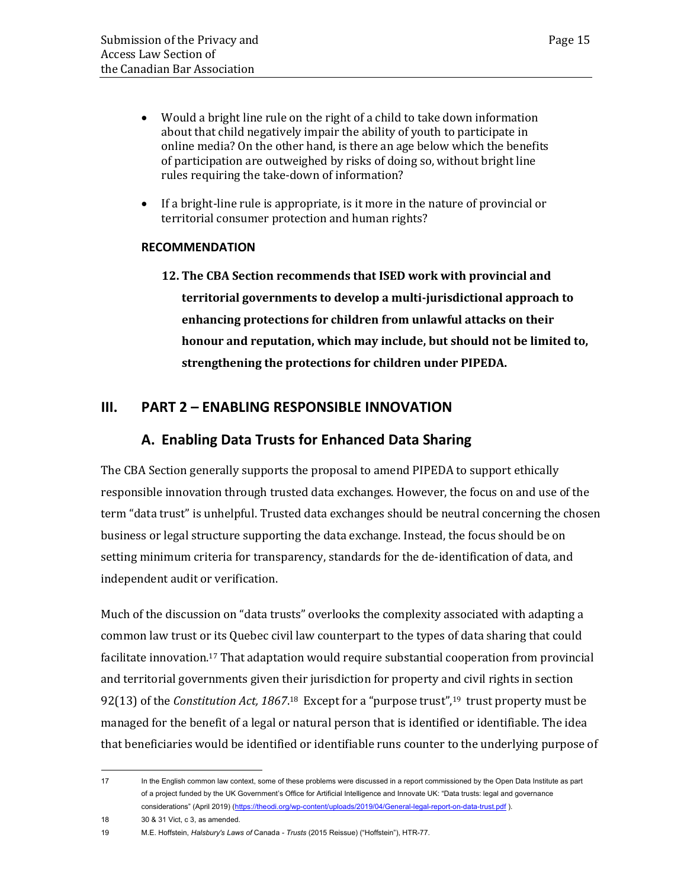- Would a bright line rule on the right of a child to take down information about that child negatively impair the ability of youth to participate in online media? On the other hand, is there an age below which the benefits of participation are outweighed by risks of doing so, without bright line rules requiring the take-down of information?
- If a bright-line rule is appropriate, is it more in the nature of provincial or territorial consumer protection and human rights?

**RECOMMENDATION**

**12. The CBA Section recommends that ISED work with provincial and territorial governments to develop a multi-jurisdictional approach to enhancing protections for children from unlawful attacks on their honour and reputation, which may include, but should not be limited to, strengthening the protections for children under PIPEDA.**

## III. PART 2 – ENABLING RESPONSIBLE INNOVATION

### A. Enabling Data Trusts for Enhanced Data Sharing

The CBA Section generally supports the proposal to amend PIPEDA to support ethically responsible innovation through trusted data exchanges. However, the focus on and use of the term "data trust" is unhelpful. Trusted data exchanges should be neutral concerning the chosen business or legal structure supporting the data exchange. Instead, the focus should be on setting minimum criteria for transparency, standards for the de-identification of data, and independent audit or verification.

Much of the discussion on "data trusts" overlooks the complexity associated with adapting a common law trust or its Quebec civil law counterpart to the types of data sharing that could facilitate innovation.[17] That adaptation would require substantial cooperation from provincial and territorial governments given their jurisdiction for property and civil rights in section 92(13) of the *Constitution Act, 1867*.[18] Except for a "purpose trust",[19] trust property must be managed for the benefit of a legal or natural person that is identified or identifiable. The idea that beneficiaries would be identified or identifiable runs counter to the underlying purpose of

---

17 In the English common law context, some of these problems were discussed in a report commissioned by the Open Data Institute as part of a project funded by the UK Government's Office for Artificial Intelligence and Innovate UK: "Data trusts: legal and governance considerations" (April 2019) (https://theodi.org/wp-content/uploads/2019/04/General-legal-report-on-data-trust.pdf ).

18 30 & 31 Vict, c 3, as amended.

19 M.E. Hoffstein, *Halsbury's Laws of* Canada - *Trusts* (2015 Reissue) ("Hoffstein"), HTR-77.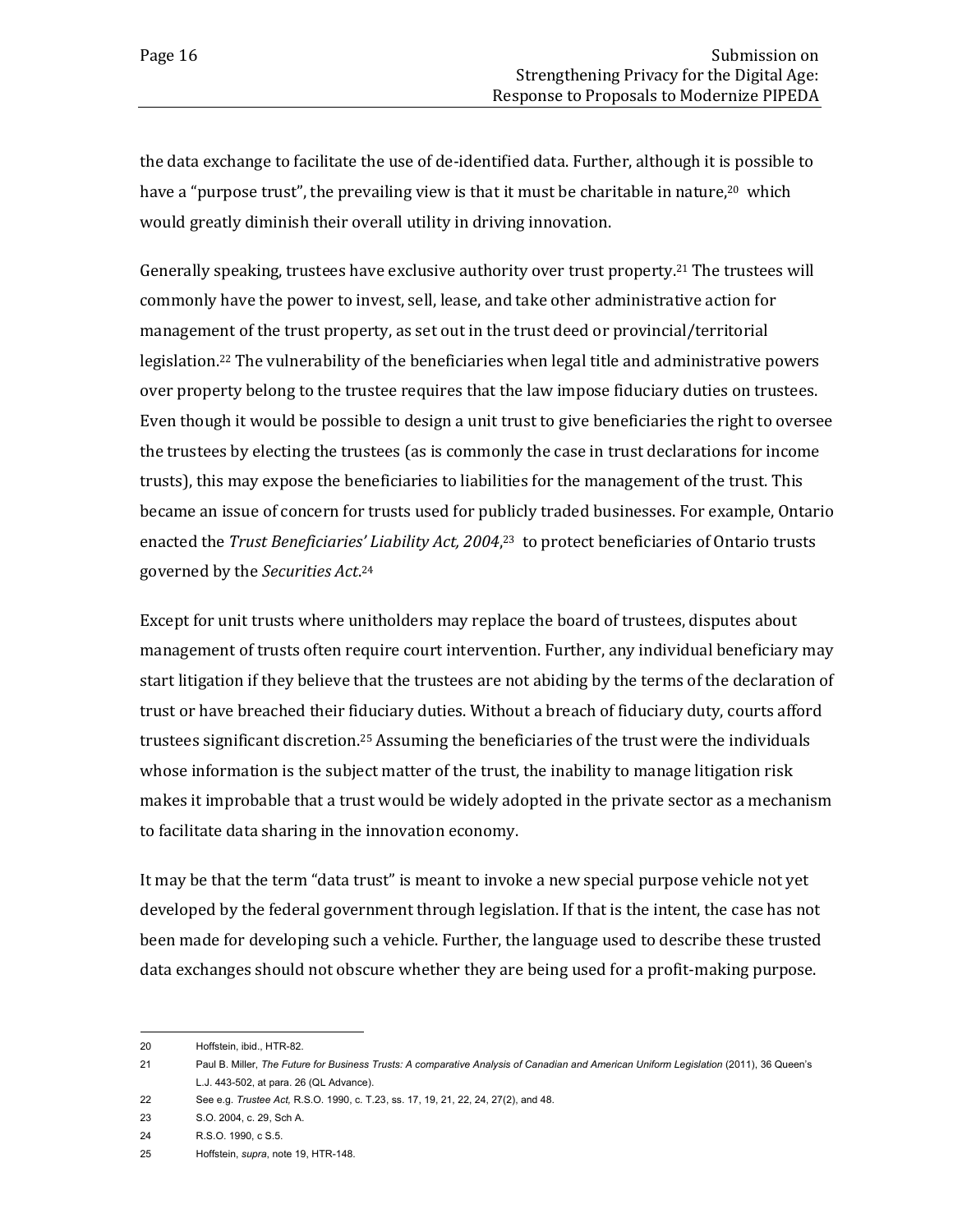the data exchange to facilitate the use of de-identified data. Further, although it is possible to have a "purpose trust", the prevailing view is that it must be charitable in nature,[20] which would greatly diminish their overall utility in driving innovation.

Generally speaking, trustees have exclusive authority over trust property.[21] The trustees will commonly have the power to invest, sell, lease, and take other administrative action for management of the trust property, as set out in the trust deed or provincial/territorial legislation.[22] The vulnerability of the beneficiaries when legal title and administrative powers over property belong to the trustee requires that the law impose fiduciary duties on trustees. Even though it would be possible to design a unit trust to give beneficiaries the right to oversee the trustees by electing the trustees (as is commonly the case in trust declarations for income trusts), this may expose the beneficiaries to liabilities for the management of the trust. This became an issue of concern for trusts used for publicly traded businesses. For example, Ontario enacted the *Trust Beneficiaries' Liability Act, 2004*,[23] to protect beneficiaries of Ontario trusts governed by the *Securities Act*.[24]

Except for unit trusts where unitholders may replace the board of trustees, disputes about management of trusts often require court intervention. Further, any individual beneficiary may start litigation if they believe that the trustees are not abiding by the terms of the declaration of trust or have breached their fiduciary duties. Without a breach of fiduciary duty, courts afford trustees significant discretion.[25] Assuming the beneficiaries of the trust were the individuals whose information is the subject matter of the trust, the inability to manage litigation risk makes it improbable that a trust would be widely adopted in the private sector as a mechanism to facilitate data sharing in the innovation economy.

It may be that the term "data trust" is meant to invoke a new special purpose vehicle not yet developed by the federal government through legislation. If that is the intent, the case has not been made for developing such a vehicle. Further, the language used to describe these trusted data exchanges should not obscure whether they are being used for a profit-making purpose.

---

20 Hoffstein, ibid., HTR-82.

21 Paul B. Miller, *The Future for Business Trusts: A comparative Analysis of Canadian and American Uniform Legislation* (2011), 36 Queen's L.J. 443-502, at para. 26 (QL Advance).

22 See e.g. *Trustee Act*, R.S.O. 1990, c. T.23, ss. 17, 19, 21, 22, 24, 27(2), and 48.

23 S.O. 2004, c. 29, Sch A.

24 R.S.O. 1990, c S.5.

25 Hoffstein, *supra*, note 19, HTR-148.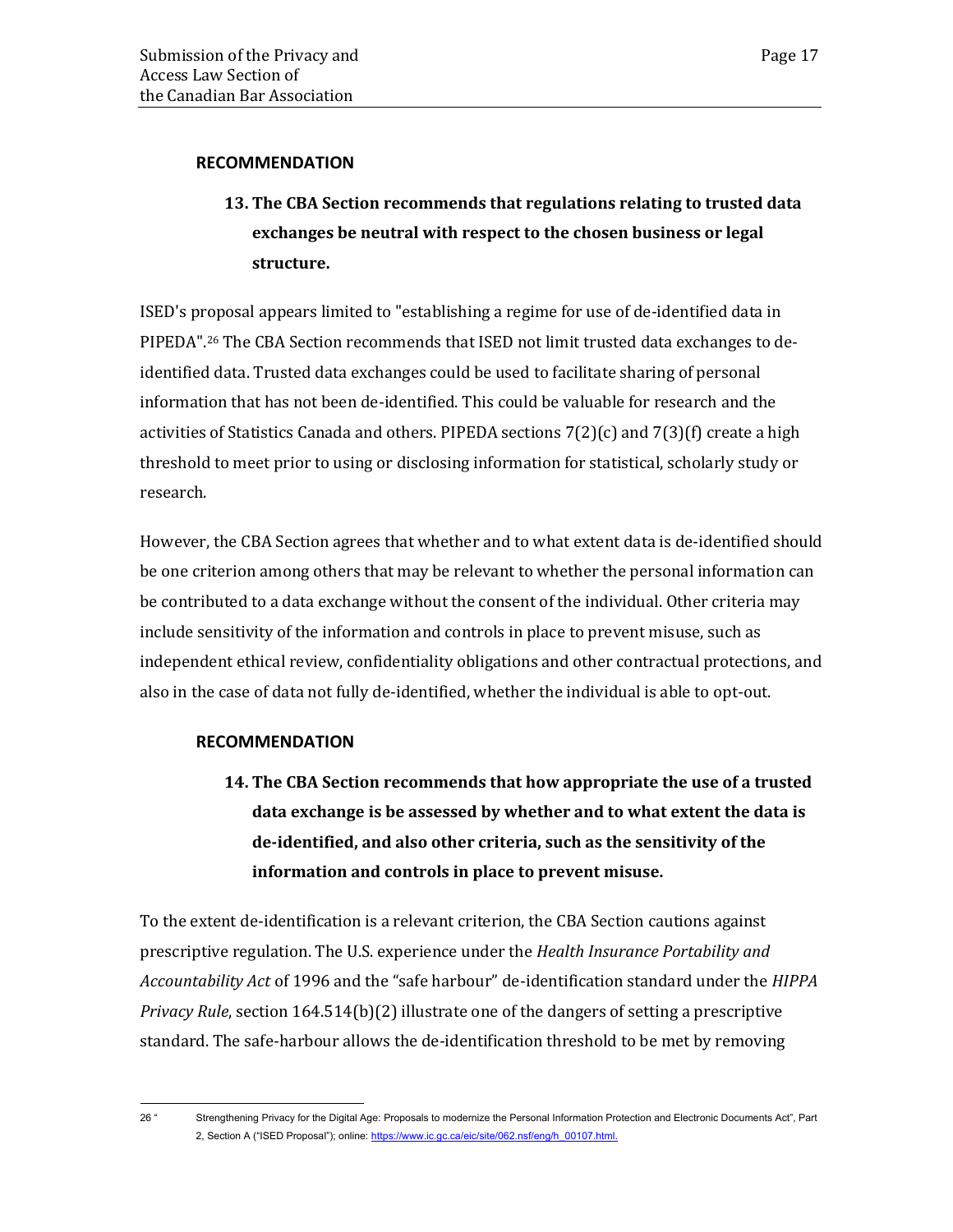### RECOMMENDATION

**13. The CBA Section recommends that regulations relating to trusted data exchanges be neutral with respect to the chosen business or legal structure.**

ISED's proposal appears limited to "establishing a regime for use of de-identified data in PIPEDA".[26] The CBA Section recommends that ISED not limit trusted data exchanges to de-identified data. Trusted data exchanges could be used to facilitate sharing of personal information that has not been de-identified. This could be valuable for research and the activities of Statistics Canada and others. PIPEDA sections 7(2)(c) and 7(3)(f) create a high threshold to meet prior to using or disclosing information for statistical, scholarly study or research.

However, the CBA Section agrees that whether and to what extent data is de-identified should be one criterion among others that may be relevant to whether the personal information can be contributed to a data exchange without the consent of the individual. Other criteria may include sensitivity of the information and controls in place to prevent misuse, such as independent ethical review, confidentiality obligations and other contractual protections, and also in the case of data not fully de-identified, whether the individual is able to opt-out.

### RECOMMENDATION

**14. The CBA Section recommends that how appropriate the use of a trusted data exchange is be assessed by whether and to what extent the data is de-identified, and also other criteria, such as the sensitivity of the information and controls in place to prevent misuse.**

To the extent de-identification is a relevant criterion, the CBA Section cautions against prescriptive regulation. The U.S. experience under the *Health Insurance Portability and Accountability Act* of 1996 and the "safe harbour" de-identification standard under the *HIPPA Privacy Rule*, section 164.514(b)(2) illustrate one of the dangers of setting a prescriptive standard. The safe-harbour allows the de-identification threshold to be met by removing

---

[26] " Strengthening Privacy for the Digital Age: Proposals to modernize the Personal Information Protection and Electronic Documents Act", Part 2, Section A ("ISED Proposal"); online: https://www.ic.gc.ca/eic/site/062.nsf/eng/h_00107.html.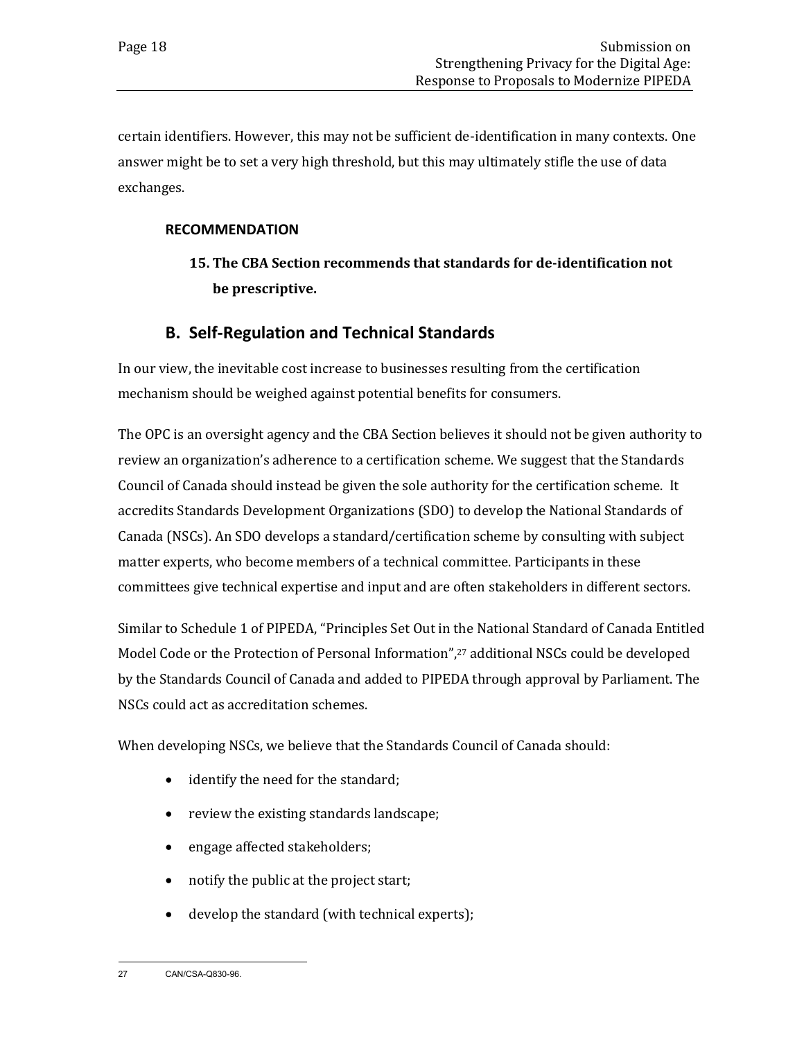certain identifiers. However, this may not be sufficient de-identification in many contexts. One answer might be to set a very high threshold, but this may ultimately stifle the use of data exchanges.

**RECOMMENDATION**

> **15. The CBA Section recommends that standards for de-identification not be prescriptive.**

## B. Self-Regulation and Technical Standards

In our view, the inevitable cost increase to businesses resulting from the certification mechanism should be weighed against potential benefits for consumers.

The OPC is an oversight agency and the CBA Section believes it should not be given authority to review an organization's adherence to a certification scheme. We suggest that the Standards Council of Canada should instead be given the sole authority for the certification scheme. It accredits Standards Development Organizations (SDO) to develop the National Standards of Canada (NSCs). An SDO develops a standard/certification scheme by consulting with subject matter experts, who become members of a technical committee. Participants in these committees give technical expertise and input and are often stakeholders in different sectors.

Similar to Schedule 1 of PIPEDA, "Principles Set Out in the National Standard of Canada Entitled Model Code or the Protection of Personal Information",[27] additional NSCs could be developed by the Standards Council of Canada and added to PIPEDA through approval by Parliament. The NSCs could act as accreditation schemes.

When developing NSCs, we believe that the Standards Council of Canada should:

- identify the need for the standard;
- review the existing standards landscape;
- engage affected stakeholders;
- notify the public at the project start;
- develop the standard (with technical experts);

---

27 CAN/CSA-Q830-96.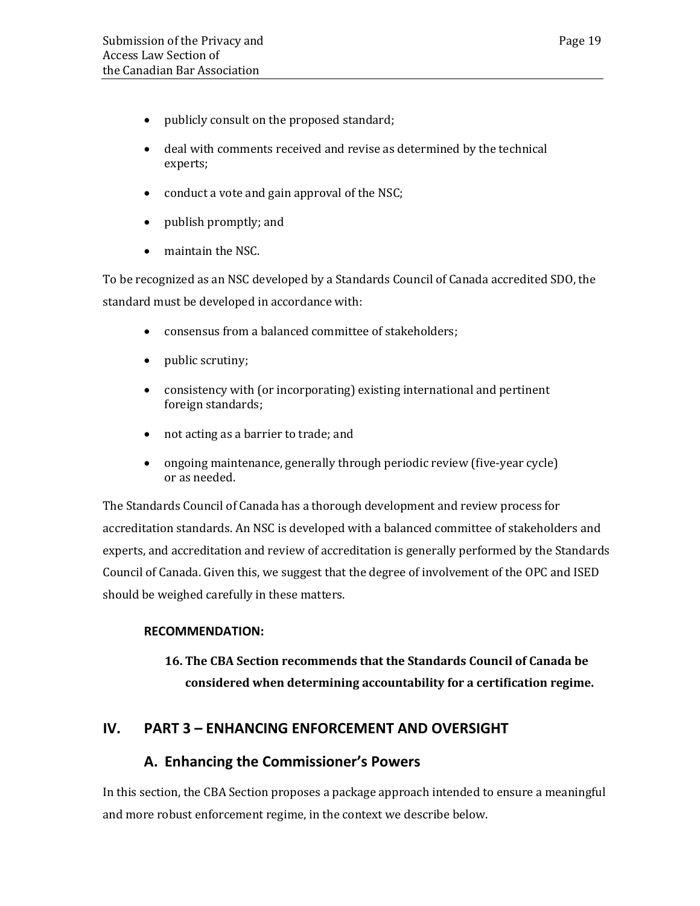- publicly consult on the proposed standard;
- deal with comments received and revise as determined by the technical experts;
- conduct a vote and gain approval of the NSC;
- publish promptly; and
- maintain the NSC.

To be recognized as an NSC developed by a Standards Council of Canada accredited SDO, the standard must be developed in accordance with:

- consensus from a balanced committee of stakeholders;
- public scrutiny;
- consistency with (or incorporating) existing international and pertinent foreign standards;
- not acting as a barrier to trade; and
- ongoing maintenance, generally through periodic review (five-year cycle) or as needed.

The Standards Council of Canada has a thorough development and review process for accreditation standards. An NSC is developed with a balanced committee of stakeholders and experts, and accreditation and review of accreditation is generally performed by the Standards Council of Canada. Given this, we suggest that the degree of involvement of the OPC and ISED should be weighed carefully in these matters.

**RECOMMENDATION:**

> **16. The CBA Section recommends that the Standards Council of Canada be considered when determining accountability for a certification regime.**

## IV. PART 3 – ENHANCING ENFORCEMENT AND OVERSIGHT

### A. Enhancing the Commissioner's Powers

In this section, the CBA Section proposes a package approach intended to ensure a meaningful and more robust enforcement regime, in the context we describe below.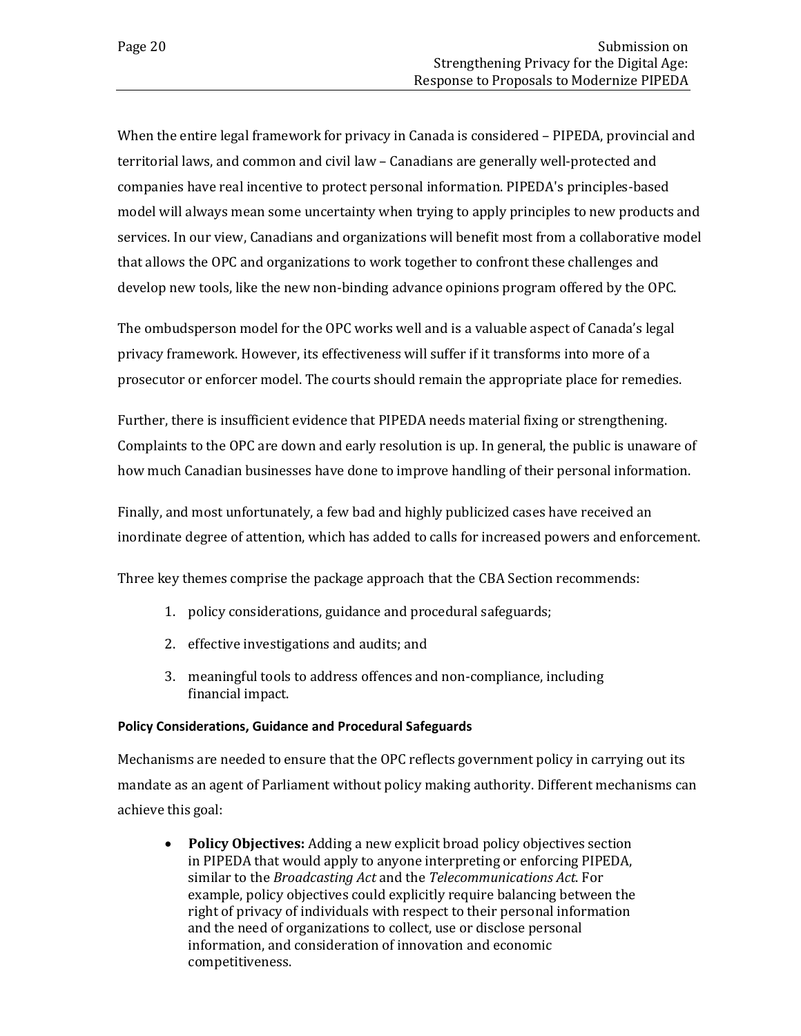When the entire legal framework for privacy in Canada is considered – PIPEDA, provincial and territorial laws, and common and civil law – Canadians are generally well-protected and companies have real incentive to protect personal information. PIPEDA's principles-based model will always mean some uncertainty when trying to apply principles to new products and services. In our view, Canadians and organizations will benefit most from a collaborative model that allows the OPC and organizations to work together to confront these challenges and develop new tools, like the new non-binding advance opinions program offered by the OPC.

The ombudsperson model for the OPC works well and is a valuable aspect of Canada's legal privacy framework. However, its effectiveness will suffer if it transforms into more of a prosecutor or enforcer model. The courts should remain the appropriate place for remedies.

Further, there is insufficient evidence that PIPEDA needs material fixing or strengthening. Complaints to the OPC are down and early resolution is up. In general, the public is unaware of how much Canadian businesses have done to improve handling of their personal information.

Finally, and most unfortunately, a few bad and highly publicized cases have received an inordinate degree of attention, which has added to calls for increased powers and enforcement.

Three key themes comprise the package approach that the CBA Section recommends:

1. policy considerations, guidance and procedural safeguards;
2. effective investigations and audits; and
3. meaningful tools to address offences and non-compliance, including financial impact.

#### Policy Considerations, Guidance and Procedural Safeguards

Mechanisms are needed to ensure that the OPC reflects government policy in carrying out its mandate as an agent of Parliament without policy making authority. Different mechanisms can achieve this goal:

- **Policy Objectives:** Adding a new explicit broad policy objectives section in PIPEDA that would apply to anyone interpreting or enforcing PIPEDA, similar to the *Broadcasting Act* and the *Telecommunications Act*. For example, policy objectives could explicitly require balancing between the right of privacy of individuals with respect to their personal information and the need of organizations to collect, use or disclose personal information, and consideration of innovation and economic competitiveness.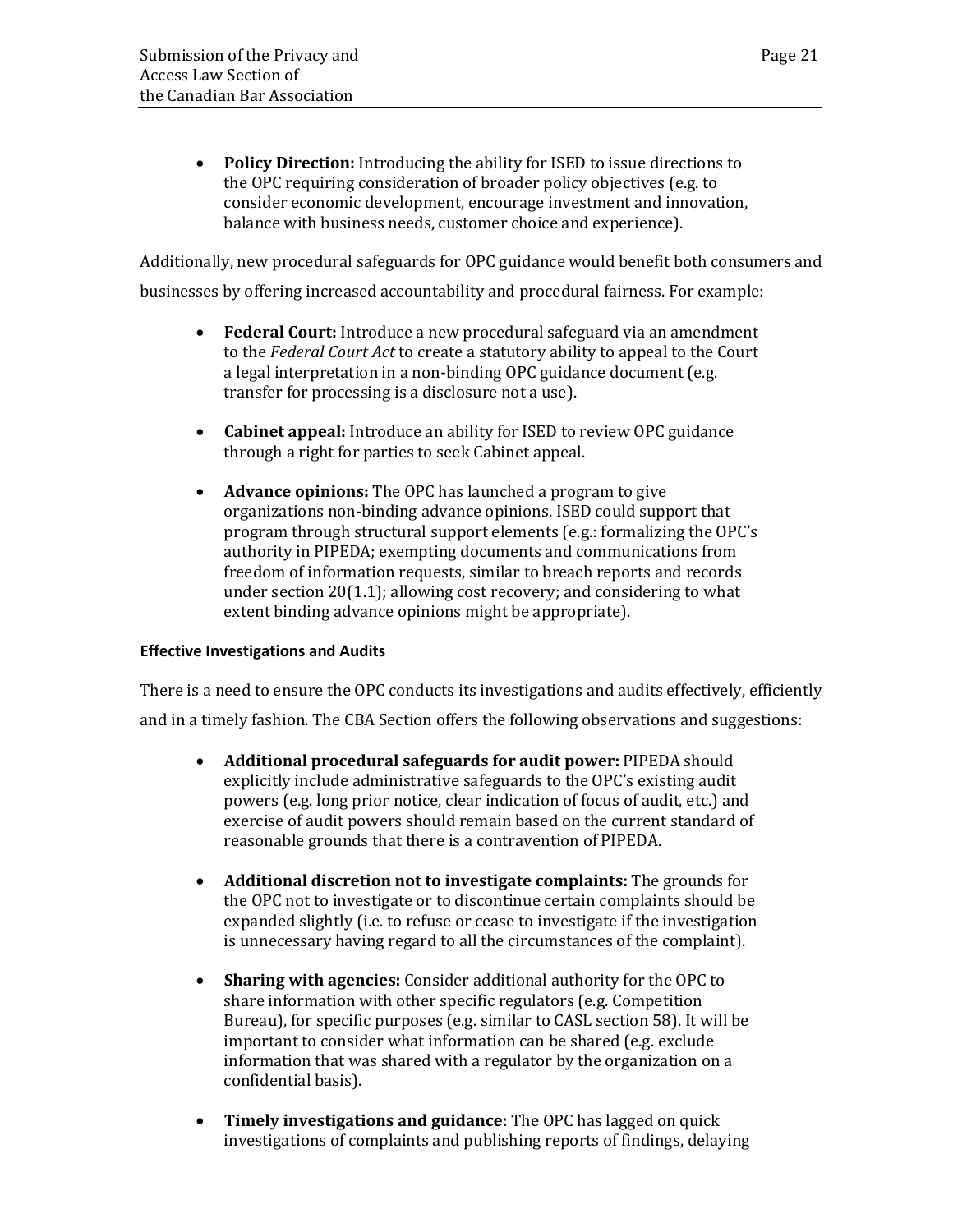- **Policy Direction:** Introducing the ability for ISED to issue directions to the OPC requiring consideration of broader policy objectives (e.g. to consider economic development, encourage investment and innovation, balance with business needs, customer choice and experience).

Additionally, new procedural safeguards for OPC guidance would benefit both consumers and businesses by offering increased accountability and procedural fairness. For example:

- **Federal Court:** Introduce a new procedural safeguard via an amendment to the *Federal Court Act* to create a statutory ability to appeal to the Court a legal interpretation in a non-binding OPC guidance document (e.g. transfer for processing is a disclosure not a use).
- **Cabinet appeal:** Introduce an ability for ISED to review OPC guidance through a right for parties to seek Cabinet appeal.
- **Advance opinions:** The OPC has launched a program to give organizations non-binding advance opinions. ISED could support that program through structural support elements (e.g.: formalizing the OPC's authority in PIPEDA; exempting documents and communications from freedom of information requests, similar to breach reports and records under section 20(1.1); allowing cost recovery; and considering to what extent binding advance opinions might be appropriate).

#### Effective Investigations and Audits

There is a need to ensure the OPC conducts its investigations and audits effectively, efficiently and in a timely fashion. The CBA Section offers the following observations and suggestions:

- **Additional procedural safeguards for audit power:** PIPEDA should explicitly include administrative safeguards to the OPC's existing audit powers (e.g. long prior notice, clear indication of focus of audit, etc.) and exercise of audit powers should remain based on the current standard of reasonable grounds that there is a contravention of PIPEDA.
- **Additional discretion not to investigate complaints:** The grounds for the OPC not to investigate or to discontinue certain complaints should be expanded slightly (i.e. to refuse or cease to investigate if the investigation is unnecessary having regard to all the circumstances of the complaint).
- **Sharing with agencies:** Consider additional authority for the OPC to share information with other specific regulators (e.g. Competition Bureau), for specific purposes (e.g. similar to CASL section 58). It will be important to consider what information can be shared (e.g. exclude information that was shared with a regulator by the organization on a confidential basis).
- **Timely investigations and guidance:** The OPC has lagged on quick investigations of complaints and publishing reports of findings, delaying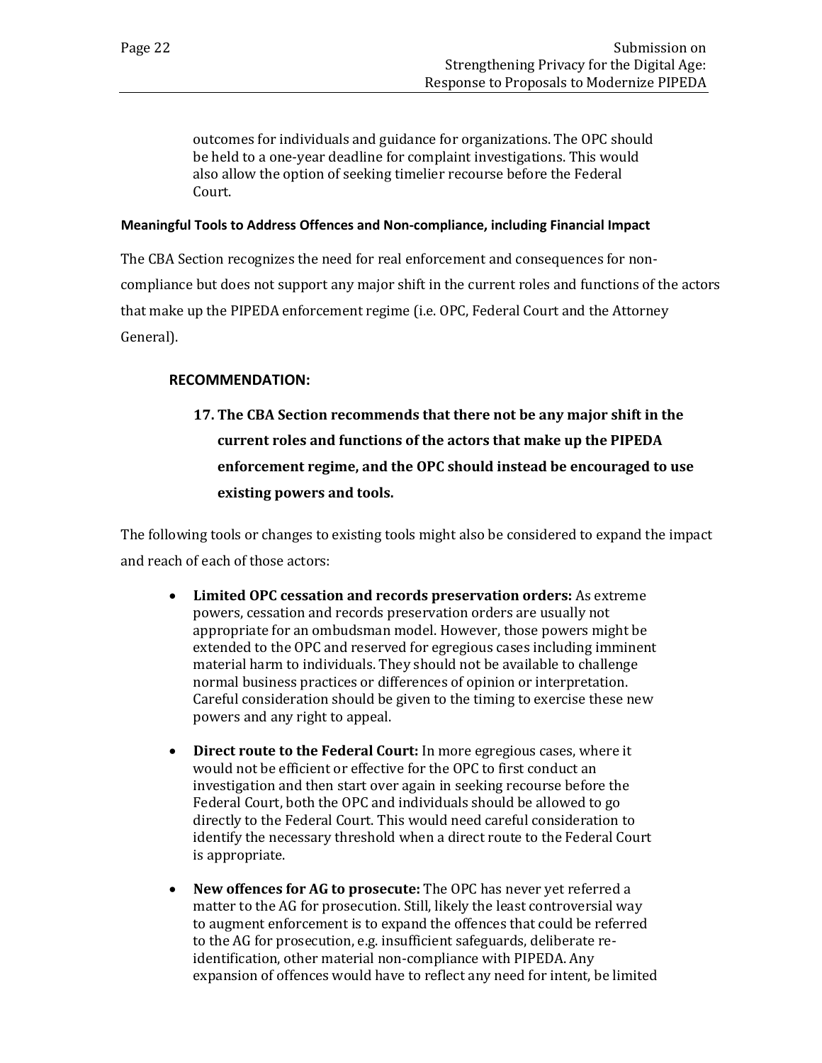outcomes for individuals and guidance for organizations. The OPC should be held to a one-year deadline for complaint investigations. This would also allow the option of seeking timelier recourse before the Federal Court.

#### Meaningful Tools to Address Offences and Non-compliance, including Financial Impact

The CBA Section recognizes the need for real enforcement and consequences for non-compliance but does not support any major shift in the current roles and functions of the actors that make up the PIPEDA enforcement regime (i.e. OPC, Federal Court and the Attorney General).

**RECOMMENDATION:**

**17. The CBA Section recommends that there not be any major shift in the current roles and functions of the actors that make up the PIPEDA enforcement regime, and the OPC should instead be encouraged to use existing powers and tools.**

The following tools or changes to existing tools might also be considered to expand the impact and reach of each of those actors:

- **Limited OPC cessation and records preservation orders:** As extreme powers, cessation and records preservation orders are usually not appropriate for an ombudsman model. However, those powers might be extended to the OPC and reserved for egregious cases including imminent material harm to individuals. They should not be available to challenge normal business practices or differences of opinion or interpretation. Careful consideration should be given to the timing to exercise these new powers and any right to appeal.

- **Direct route to the Federal Court:** In more egregious cases, where it would not be efficient or effective for the OPC to first conduct an investigation and then start over again in seeking recourse before the Federal Court, both the OPC and individuals should be allowed to go directly to the Federal Court. This would need careful consideration to identify the necessary threshold when a direct route to the Federal Court is appropriate.

- **New offences for AG to prosecute:** The OPC has never yet referred a matter to the AG for prosecution. Still, likely the least controversial way to augment enforcement is to expand the offences that could be referred to the AG for prosecution, e.g. insufficient safeguards, deliberate re-identification, other material non-compliance with PIPEDA. Any expansion of offences would have to reflect any need for intent, be limited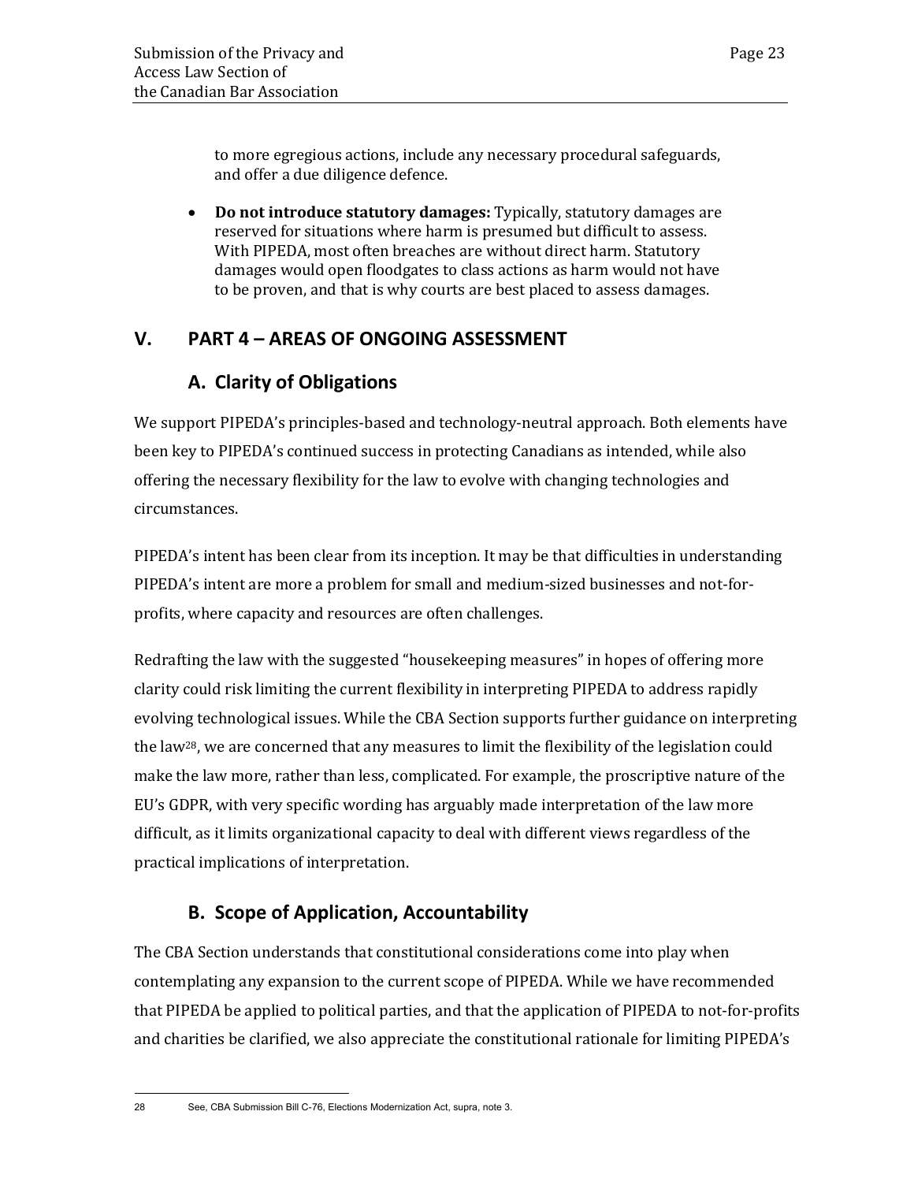to more egregious actions, include any necessary procedural safeguards, and offer a due diligence defence.

- **Do not introduce statutory damages:** Typically, statutory damages are reserved for situations where harm is presumed but difficult to assess. With PIPEDA, most often breaches are without direct harm. Statutory damages would open floodgates to class actions as harm would not have to be proven, and that is why courts are best placed to assess damages.

## V. PART 4 – AREAS OF ONGOING ASSESSMENT

### A. Clarity of Obligations

We support PIPEDA's principles-based and technology-neutral approach. Both elements have been key to PIPEDA's continued success in protecting Canadians as intended, while also offering the necessary flexibility for the law to evolve with changing technologies and circumstances.

PIPEDA's intent has been clear from its inception. It may be that difficulties in understanding PIPEDA's intent are more a problem for small and medium-sized businesses and not-for-profits, where capacity and resources are often challenges.

Redrafting the law with the suggested "housekeeping measures" in hopes of offering more clarity could risk limiting the current flexibility in interpreting PIPEDA to address rapidly evolving technological issues. While the CBA Section supports further guidance on interpreting the law[28], we are concerned that any measures to limit the flexibility of the legislation could make the law more, rather than less, complicated. For example, the proscriptive nature of the EU's GDPR, with very specific wording has arguably made interpretation of the law more difficult, as it limits organizational capacity to deal with different views regardless of the practical implications of interpretation.

### B. Scope of Application, Accountability

The CBA Section understands that constitutional considerations come into play when contemplating any expansion to the current scope of PIPEDA. While we have recommended that PIPEDA be applied to political parties, and that the application of PIPEDA to not-for-profits and charities be clarified, we also appreciate the constitutional rationale for limiting PIPEDA's

---

28 See, CBA Submission Bill C-76, Elections Modernization Act, supra, note 3.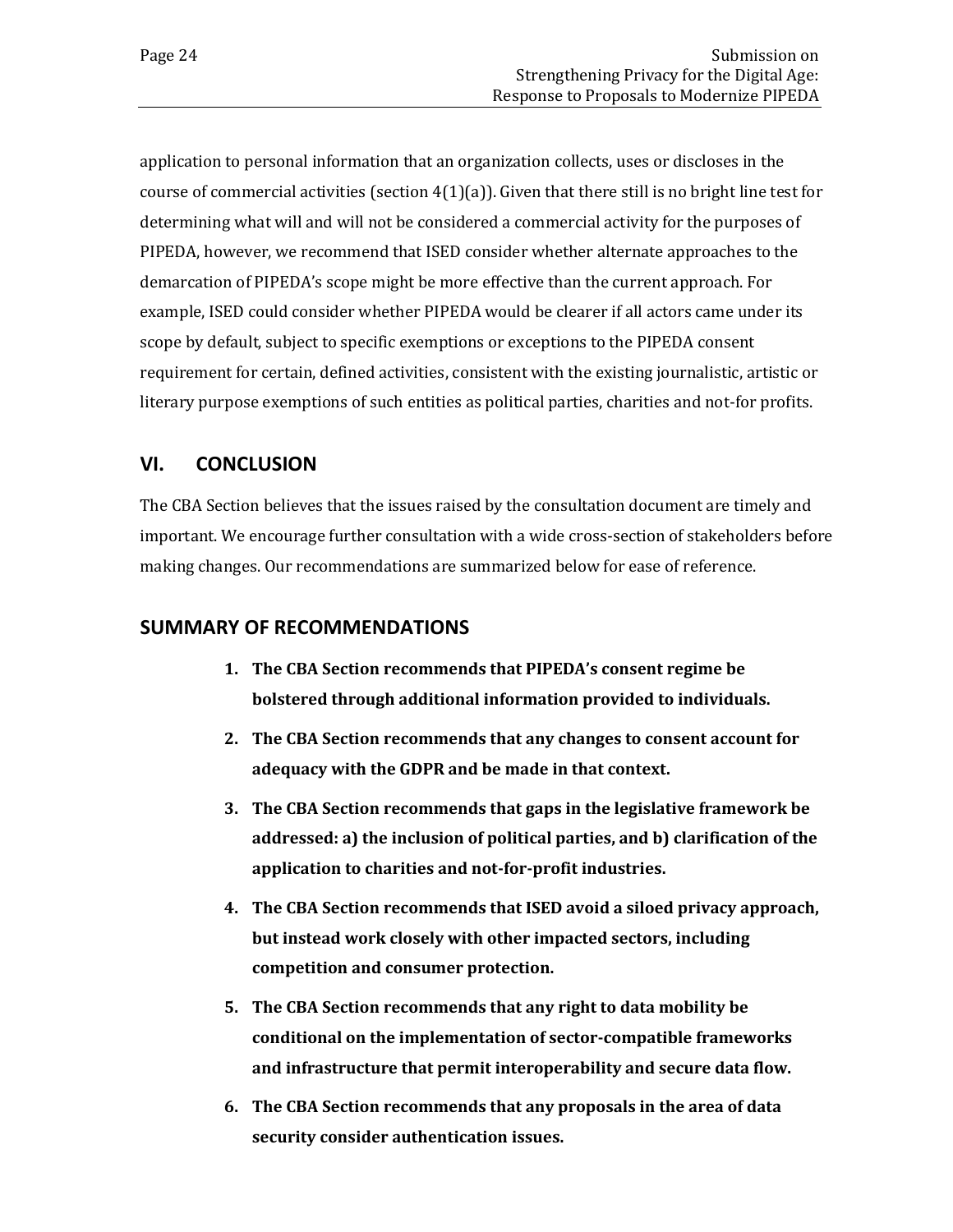application to personal information that an organization collects, uses or discloses in the course of commercial activities (section 4(1)(a)). Given that there still is no bright line test for determining what will and will not be considered a commercial activity for the purposes of PIPEDA, however, we recommend that ISED consider whether alternate approaches to the demarcation of PIPEDA's scope might be more effective than the current approach. For example, ISED could consider whether PIPEDA would be clearer if all actors came under its scope by default, subject to specific exemptions or exceptions to the PIPEDA consent requirement for certain, defined activities, consistent with the existing journalistic, artistic or literary purpose exemptions of such entities as political parties, charities and not-for profits.

## VI. CONCLUSION

The CBA Section believes that the issues raised by the consultation document are timely and important. We encourage further consultation with a wide cross-section of stakeholders before making changes. Our recommendations are summarized below for ease of reference.

## SUMMARY OF RECOMMENDATIONS

1. **The CBA Section recommends that PIPEDA's consent regime be bolstered through additional information provided to individuals.**
2. **The CBA Section recommends that any changes to consent account for adequacy with the GDPR and be made in that context.**
3. **The CBA Section recommends that gaps in the legislative framework be addressed: a) the inclusion of political parties, and b) clarification of the application to charities and not-for-profit industries.**
4. **The CBA Section recommends that ISED avoid a siloed privacy approach, but instead work closely with other impacted sectors, including competition and consumer protection.**
5. **The CBA Section recommends that any right to data mobility be conditional on the implementation of sector-compatible frameworks and infrastructure that permit interoperability and secure data flow.**
6. **The CBA Section recommends that any proposals in the area of data security consider authentication issues.**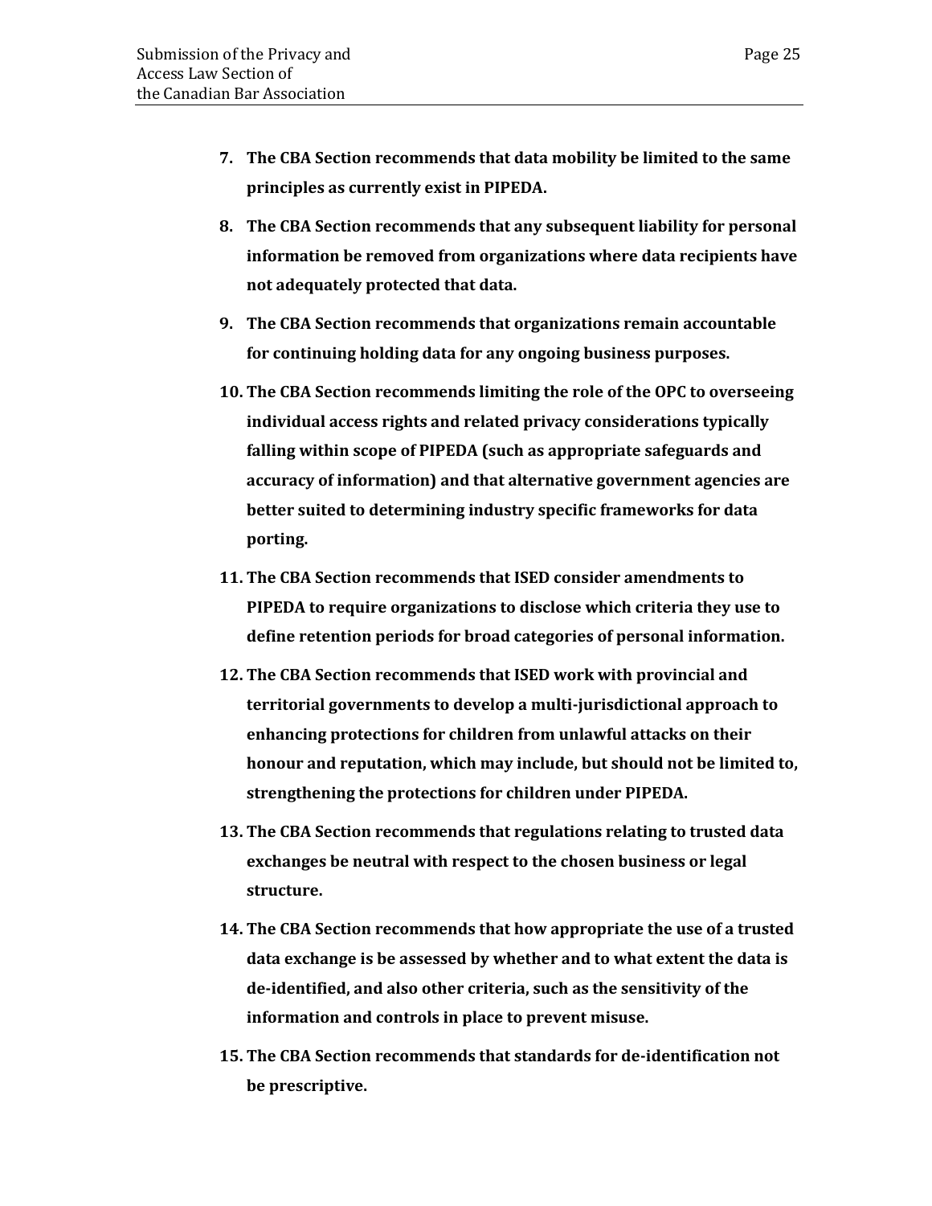7. **The CBA Section recommends that data mobility be limited to the same principles as currently exist in PIPEDA.**

8. **The CBA Section recommends that any subsequent liability for personal information be removed from organizations where data recipients have not adequately protected that data.**

9. **The CBA Section recommends that organizations remain accountable for continuing holding data for any ongoing business purposes.**

10. **The CBA Section recommends limiting the role of the OPC to overseeing individual access rights and related privacy considerations typically falling within scope of PIPEDA (such as appropriate safeguards and accuracy of information) and that alternative government agencies are better suited to determining industry specific frameworks for data porting.**

11. **The CBA Section recommends that ISED consider amendments to PIPEDA to require organizations to disclose which criteria they use to define retention periods for broad categories of personal information.**

12. **The CBA Section recommends that ISED work with provincial and territorial governments to develop a multi-jurisdictional approach to enhancing protections for children from unlawful attacks on their honour and reputation, which may include, but should not be limited to, strengthening the protections for children under PIPEDA.**

13. **The CBA Section recommends that regulations relating to trusted data exchanges be neutral with respect to the chosen business or legal structure.**

14. **The CBA Section recommends that how appropriate the use of a trusted data exchange is be assessed by whether and to what extent the data is de-identified, and also other criteria, such as the sensitivity of the information and controls in place to prevent misuse.**

15. **The CBA Section recommends that standards for de-identification not be prescriptive.**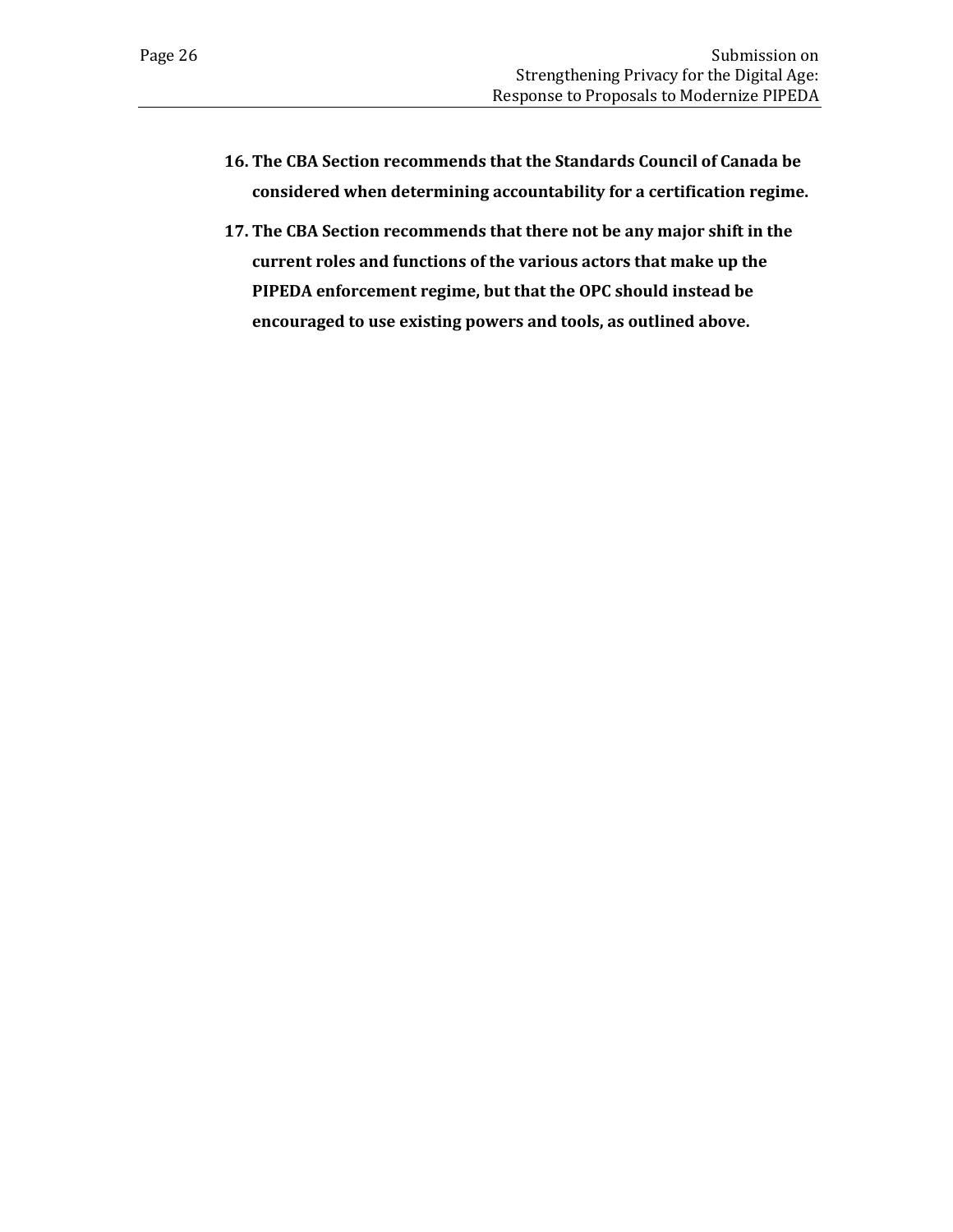16. **The CBA Section recommends that the Standards Council of Canada be considered when determining accountability for a certification regime.**
17. **The CBA Section recommends that there not be any major shift in the current roles and functions of the various actors that make up the PIPEDA enforcement regime, but that the OPC should instead be encouraged to use existing powers and tools, as outlined above.**